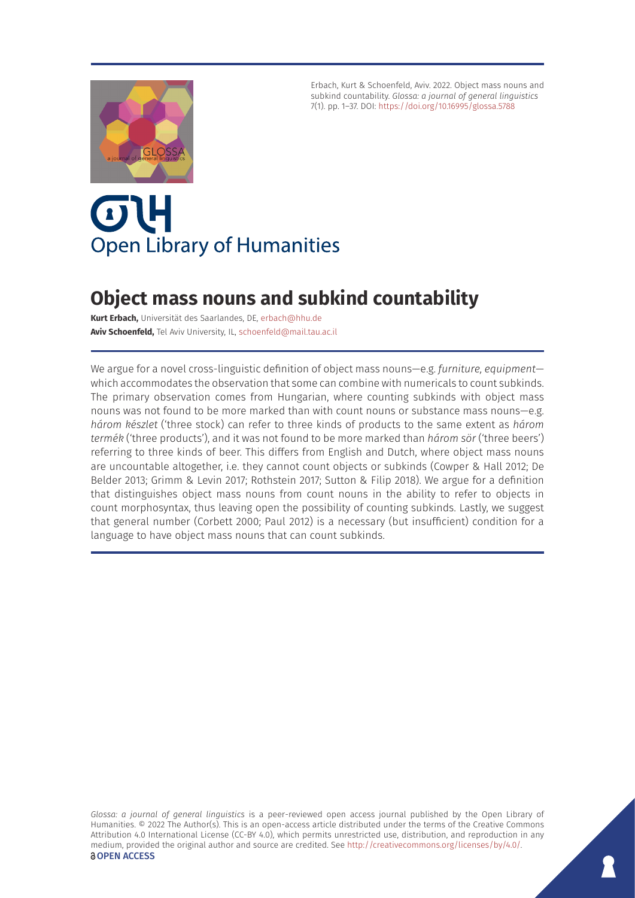Erbach, Kurt & Schoenfeld, Aviv. 2022. Object mass nouns and subkind countability. *Glossa: a journal of general linguistics* 7(1). pp. 1–37. DOI: https://doi.org/10.16995/glossa.5788

Open Library of Humanities

# Object mass nouns and subkind countability

**Kurt Erbach,** Universität des Saarlandes, DE, erbach@hhu.de

**Aviv Schoenfeld,** Tel Aviv University, IL, schoenfeld@mail.tau.ac.il

We argue for a novel cross-linguistic definition of object mass nouns—e.g. *furniture, equipment*—which accommodates the observation that some can combine with numericals to count subkinds. The primary observation comes from Hungarian, where counting subkinds with object mass nouns was not found to be more marked than with count nouns or substance mass nouns—e.g. *három készlet* ('three stock') can refer to three kinds of products to the same extent as *három termék* ('three products'), and it was not found to be more marked than *három sör* ('three beers') referring to three kinds of beer. This differs from English and Dutch, where object mass nouns are uncountable altogether, i.e. they cannot count objects or subkinds (Cowper & Hall 2012; De Belder 2013; Grimm & Levin 2017; Rothstein 2017; Sutton & Filip 2018). We argue for a definition that distinguishes object mass nouns from count nouns in the ability to refer to objects in count morphosyntax, thus leaving open the possibility of counting subkinds. Lastly, we suggest that general number (Corbett 2000; Paul 2012) is a necessary (but insufficient) condition for a language to have object mass nouns that can count subkinds.

*Glossa: a journal of general linguistics* is a peer-reviewed open access journal published by the Open Library of Humanities. © 2022 The Author(s). This is an open-access article distributed under the terms of the Creative Commons Attribution 4.0 International License (CC-BY 4.0), which permits unrestricted use, distribution, and reproduction in any medium, provided the original author and source are credited. See http://creativecommons.org/licenses/by/4.0/.

**OPEN ACCESS**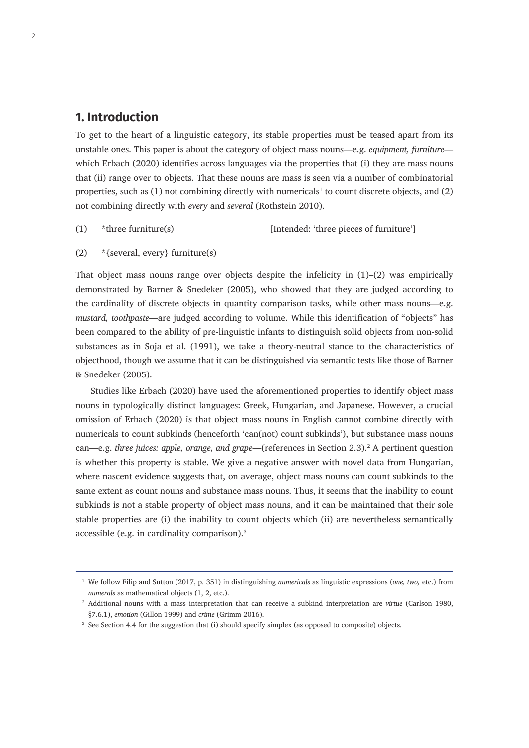## 1. Introduction

To get to the heart of a linguistic category, its stable properties must be teased apart from its unstable ones. This paper is about the category of object mass nouns—e.g. *equipment, furniture*—which Erbach (2020) identifies across languages via the properties that (i) they are mass nouns that (ii) range over to objects. That these nouns are mass is seen via a number of combinatorial properties, such as (1) not combining directly with numericals[1] to count discrete objects, and (2) not combining directly with *every* and *several* (Rothstein 2010).

(1) *three furniture(s) [Intended: 'three pieces of furniture']

(2) *{several, every} furniture(s)

That object mass nouns range over objects despite the infelicity in (1)–(2) was empirically demonstrated by Barner & Snedeker (2005), who showed that they are judged according to the cardinality of discrete objects in quantity comparison tasks, while other mass nouns—e.g. *mustard, toothpaste*—are judged according to volume. While this identification of "objects" has been compared to the ability of pre-linguistic infants to distinguish solid objects from non-solid substances as in Soja et al. (1991), we take a theory-neutral stance to the characteristics of objecthood, though we assume that it can be distinguished via semantic tests like those of Barner & Snedeker (2005).

Studies like Erbach (2020) have used the aforementioned properties to identify object mass nouns in typologically distinct languages: Greek, Hungarian, and Japanese. However, a crucial omission of Erbach (2020) is that object mass nouns in English cannot combine directly with numericals to count subkinds (henceforth 'can(not) count subkinds'), but substance mass nouns can—e.g. *three juices: apple, orange, and grape*—(references in Section 2.3).[2] A pertinent question is whether this property is stable. We give a negative answer with novel data from Hungarian, where nascent evidence suggests that, on average, object mass nouns can count subkinds to the same extent as count nouns and substance mass nouns. Thus, it seems that the inability to count subkinds is not a stable property of object mass nouns, and it can be maintained that their sole stable properties are (i) the inability to count objects which (ii) are nevertheless semantically accessible (e.g. in cardinality comparison).[3]

---

[1] We follow Filip and Sutton (2017, p. 351) in distinguishing *numericals* as linguistic expressions (*one, two,* etc.) from *numerals* as mathematical objects (1, 2, etc.).

[2] Additional nouns with a mass interpretation that can receive a subkind interpretation are *virtue* (Carlson 1980, §7.6.1), *emotion* (Gillon 1999) and *crime* (Grimm 2016).

[3] See Section 4.4 for the suggestion that (i) should specify simplex (as opposed to composite) objects.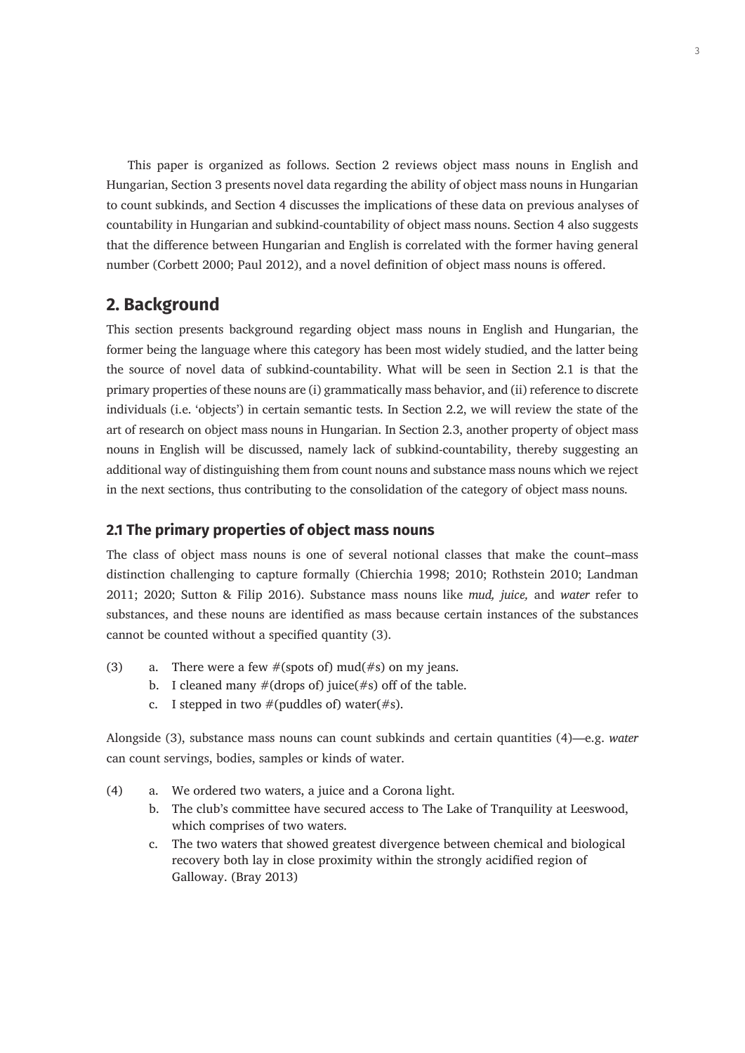This paper is organized as follows. Section 2 reviews object mass nouns in English and Hungarian, Section 3 presents novel data regarding the ability of object mass nouns in Hungarian to count subkinds, and Section 4 discusses the implications of these data on previous analyses of countability in Hungarian and subkind-countability of object mass nouns. Section 4 also suggests that the difference between Hungarian and English is correlated with the former having general number (Corbett 2000; Paul 2012), and a novel definition of object mass nouns is offered.

## 2. Background

This section presents background regarding object mass nouns in English and Hungarian, the former being the language where this category has been most widely studied, and the latter being the source of novel data of subkind-countability. What will be seen in Section 2.1 is that the primary properties of these nouns are (i) grammatically mass behavior, and (ii) reference to discrete individuals (i.e. 'objects') in certain semantic tests. In Section 2.2, we will review the state of the art of research on object mass nouns in Hungarian. In Section 2.3, another property of object mass nouns in English will be discussed, namely lack of subkind-countability, thereby suggesting an additional way of distinguishing them from count nouns and substance mass nouns which we reject in the next sections, thus contributing to the consolidation of the category of object mass nouns.

### 2.1 The primary properties of object mass nouns

The class of object mass nouns is one of several notional classes that make the count–mass distinction challenging to capture formally (Chierchia 1998; 2010; Rothstein 2010; Landman 2011; 2020; Sutton & Filip 2016). Substance mass nouns like *mud, juice,* and *water* refer to substances, and these nouns are identified as mass because certain instances of the substances cannot be counted without a specified quantity (3).

(3) a. There were a few #(spots of) mud(#s) on my jeans.
  b. I cleaned many #(drops of) juice(#s) off of the table.
  c. I stepped in two #(puddles of) water(#s).

Alongside (3), substance mass nouns can count subkinds and certain quantities (4)—e.g. *water* can count servings, bodies, samples or kinds of water.

(4) a. We ordered two waters, a juice and a Corona light.
  b. The club's committee have secured access to The Lake of Tranquility at Leeswood, which comprises of two waters.
  c. The two waters that showed greatest divergence between chemical and biological recovery both lay in close proximity within the strongly acidified region of Galloway. (Bray 2013)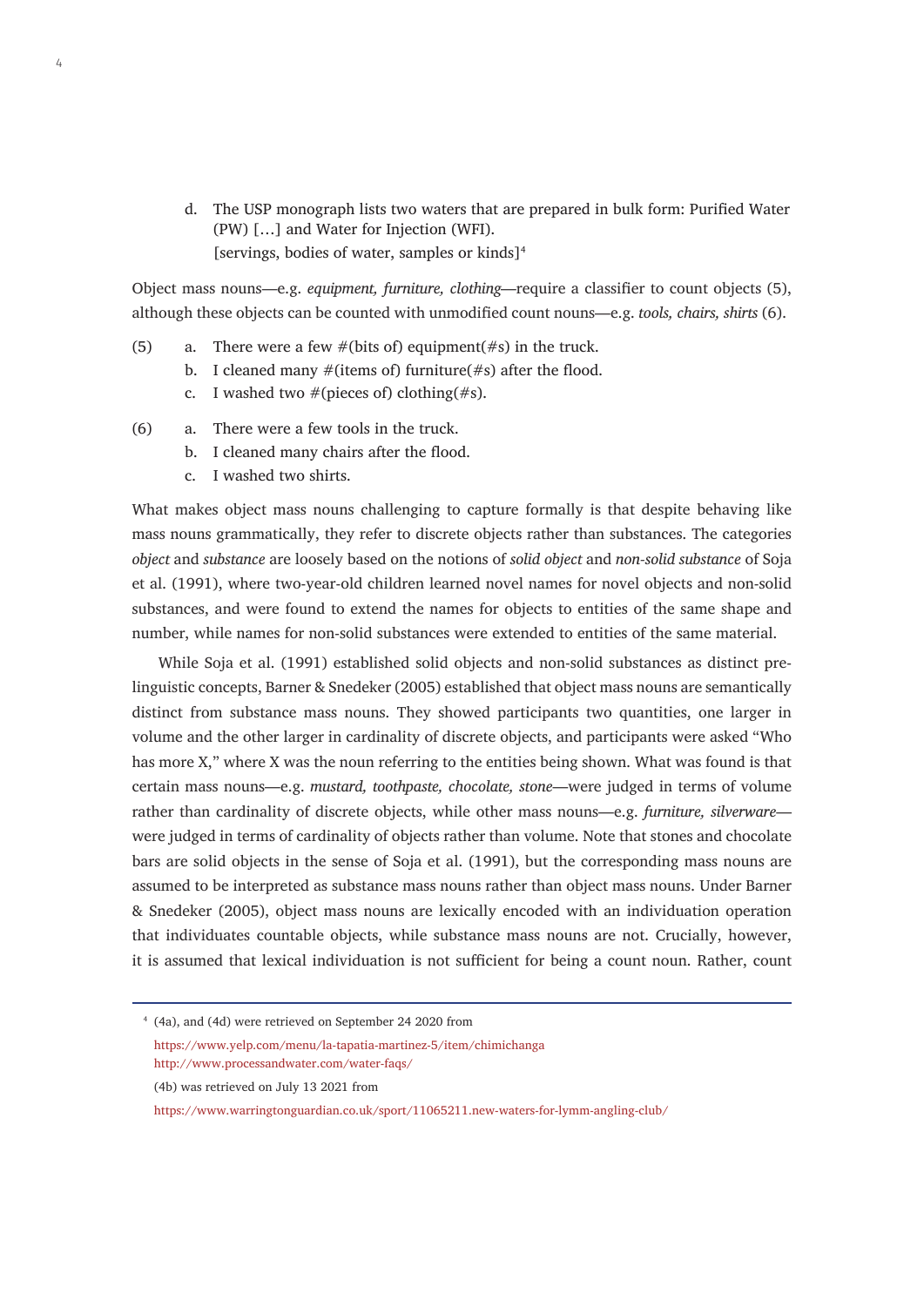d. The USP monograph lists two waters that are prepared in bulk form: Purified Water (PW) […] and Water for Injection (WFI).
[servings, bodies of water, samples or kinds][4]

Object mass nouns—e.g. *equipment, furniture, clothing*—require a classifier to count objects (5), although these objects can be counted with unmodified count nouns—e.g. *tools, chairs, shirts* (6).

(5) a. There were a few #(bits of) equipment(#s) in the truck.
b. I cleaned many #(items of) furniture(#s) after the flood.
c. I washed two #(pieces of) clothing(#s).

(6) a. There were a few tools in the truck.
b. I cleaned many chairs after the flood.
c. I washed two shirts.

What makes object mass nouns challenging to capture formally is that despite behaving like mass nouns grammatically, they refer to discrete objects rather than substances. The categories *object* and *substance* are loosely based on the notions of *solid object* and *non-solid substance* of Soja et al. (1991), where two-year-old children learned novel names for novel objects and non-solid substances, and were found to extend the names for objects to entities of the same shape and number, while names for non-solid substances were extended to entities of the same material.

While Soja et al. (1991) established solid objects and non-solid substances as distinct pre-linguistic concepts, Barner & Snedeker (2005) established that object mass nouns are semantically distinct from substance mass nouns. They showed participants two quantities, one larger in volume and the other larger in cardinality of discrete objects, and participants were asked "Who has more X," where X was the noun referring to the entities being shown. What was found is that certain mass nouns—e.g. *mustard, toothpaste, chocolate, stone*—were judged in terms of volume rather than cardinality of discrete objects, while other mass nouns—e.g. *furniture, silverware*—were judged in terms of cardinality of objects rather than volume. Note that stones and chocolate bars are solid objects in the sense of Soja et al. (1991), but the corresponding mass nouns are assumed to be interpreted as substance mass nouns rather than object mass nouns. Under Barner & Snedeker (2005), object mass nouns are lexically encoded with an individuation operation that individuates countable objects, while substance mass nouns are not. Crucially, however, it is assumed that lexical individuation is not sufficient for being a count noun. Rather, count

---

[4] (4a), and (4d) were retrieved on September 24 2020 from
https://www.yelp.com/menu/la-tapatia-martinez-5/item/chimichanga
http://www.processandwater.com/water-faqs/
(4b) was retrieved on July 13 2021 from
https://www.warringtonguardian.co.uk/sport/11065211.new-waters-for-lymm-angling-club/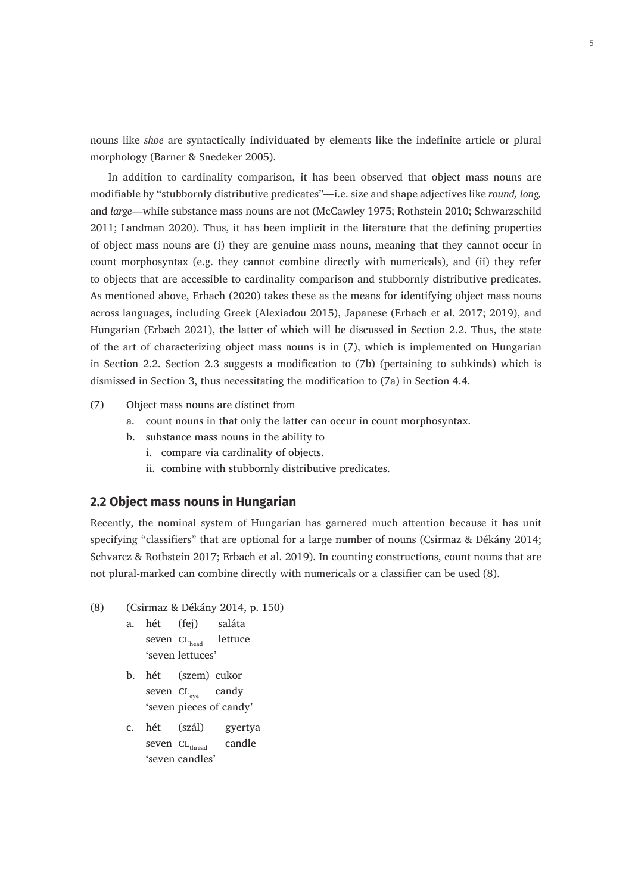nouns like *shoe* are syntactically individuated by elements like the indefinite article or plural morphology (Barner & Snedeker 2005).

In addition to cardinality comparison, it has been observed that object mass nouns are modifiable by "stubbornly distributive predicates"—i.e. size and shape adjectives like *round, long,* and *large*—while substance mass nouns are not (McCawley 1975; Rothstein 2010; Schwarzschild 2011; Landman 2020). Thus, it has been implicit in the literature that the defining properties of object mass nouns are (i) they are genuine mass nouns, meaning that they cannot occur in count morphosyntax (e.g. they cannot combine directly with numericals), and (ii) they refer to objects that are accessible to cardinality comparison and stubbornly distributive predicates. As mentioned above, Erbach (2020) takes these as the means for identifying object mass nouns across languages, including Greek (Alexiadou 2015), Japanese (Erbach et al. 2017; 2019), and Hungarian (Erbach 2021), the latter of which will be discussed in Section 2.2. Thus, the state of the art of characterizing object mass nouns is in (7), which is implemented on Hungarian in Section 2.2. Section 2.3 suggests a modification to (7b) (pertaining to subkinds) which is dismissed in Section 3, thus necessitating the modification to (7a) in Section 4.4.

(7) Object mass nouns are distinct from
  a. count nouns in that only the latter can occur in count morphosyntax.
  b. substance mass nouns in the ability to
    i. compare via cardinality of objects.
    ii. combine with stubbornly distributive predicates.

## 2.2 Object mass nouns in Hungarian

Recently, the nominal system of Hungarian has garnered much attention because it has unit specifying "classifiers" that are optional for a large number of nouns (Csirmaz & Dékány 2014; Schvarcz & Rothstein 2017; Erbach et al. 2019). In counting constructions, count nouns that are not plural-marked can combine directly with numericals or a classifier can be used (8).

(8) (Csirmaz & Dékány 2014, p. 150)
  a. hét (fej) saláta
     seven $\text{CL}_{\text{head}}$ lettuce
     'seven lettuces'
  b. hét (szem) cukor
     seven $\text{CL}_{\text{eye}}$ candy
     'seven pieces of candy'
  c. hét (szál) gyertya
     seven $\text{CL}_{\text{thread}}$ candle
     'seven candles'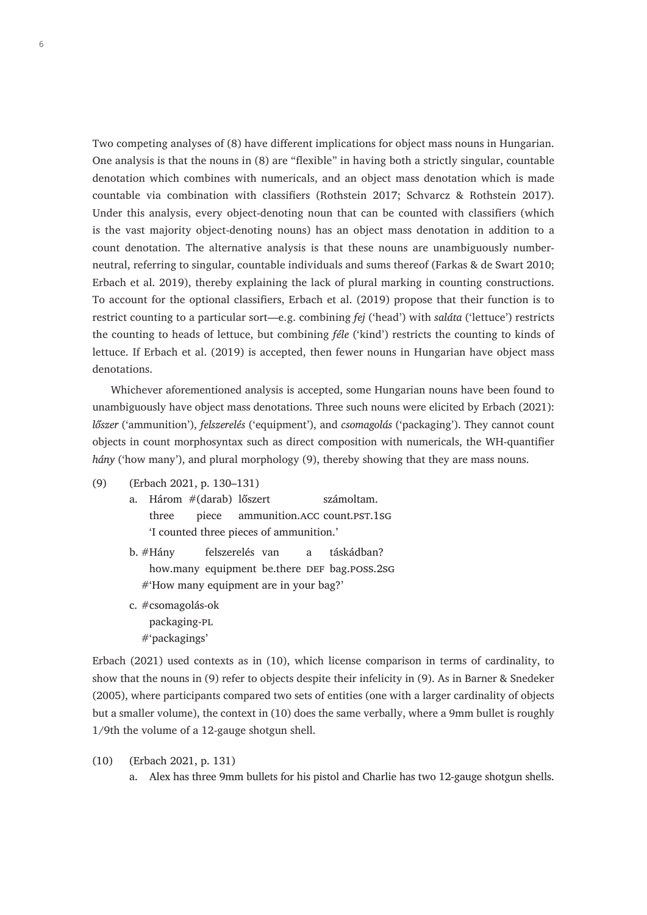Two competing analyses of (8) have different implications for object mass nouns in Hungarian. One analysis is that the nouns in (8) are "flexible" in having both a strictly singular, countable denotation which combines with numericals, and an object mass denotation which is made countable via combination with classifiers (Rothstein 2017; Schvarcz & Rothstein 2017). Under this analysis, every object-denoting noun that can be counted with classifiers (which is the vast majority object-denoting nouns) has an object mass denotation in addition to a count denotation. The alternative analysis is that these nouns are unambiguously number-neutral, referring to singular, countable individuals and sums thereof (Farkas & de Swart 2010; Erbach et al. 2019), thereby explaining the lack of plural marking in counting constructions. To account for the optional classifiers, Erbach et al. (2019) propose that their function is to restrict counting to a particular sort—e.g. combining *fej* ('head') with *saláta* ('lettuce') restricts the counting to heads of lettuce, but combining *féle* ('kind') restricts the counting to kinds of lettuce. If Erbach et al. (2019) is accepted, then fewer nouns in Hungarian have object mass denotations.

Whichever aforementioned analysis is accepted, some Hungarian nouns have been found to unambiguously have object mass denotations. Three such nouns were elicited by Erbach (2021): *lőszer* ('ammunition'), *felszerelés* ('equipment'), and *csomagolás* ('packaging'). They cannot count objects in count morphosyntax such as direct composition with numericals, the WH-quantifier *hány* ('how many'), and plural morphology (9), thereby showing that they are mass nouns.

(9) (Erbach 2021, p. 130–131)

a. Három #(darab) lőszert számoltam.
   three piece ammunition.ACC count.PST.1SG
   'I counted three pieces of ammunition.'

b. #Hány felszerelés van a táskádban?
   how.many equipment be.there DEF bag.POSS.2SG
   #'How many equipment are in your bag?'

c. #csomagolás-ok
   packaging-PL
   #'packagings'

Erbach (2021) used contexts as in (10), which license comparison in terms of cardinality, to show that the nouns in (9) refer to objects despite their infelicity in (9). As in Barner & Snedeker (2005), where participants compared two sets of entities (one with a larger cardinality of objects but a smaller volume), the context in (10) does the same verbally, where a 9mm bullet is roughly 1/9th the volume of a 12-gauge shotgun shell.

(10) (Erbach 2021, p. 131)

a. Alex has three 9mm bullets for his pistol and Charlie has two 12-gauge shotgun shells.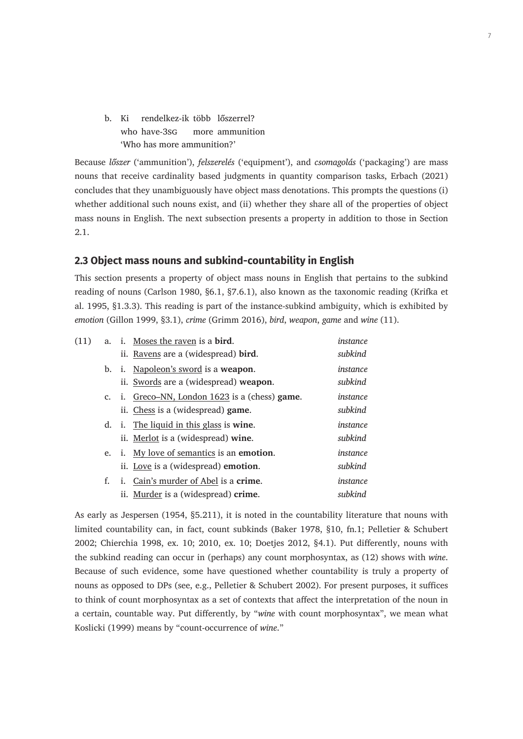b. Ki rendelkez-ik több lőszerrel?
   who have-3SG more ammunition
   'Who has more ammunition?'

Because *lőszer* ('ammunition'), *felszerelés* ('equipment'), and *csomagolás* ('packaging') are mass nouns that receive cardinality based judgments in quantity comparison tasks, Erbach (2021) concludes that they unambiguously have object mass denotations. This prompts the questions (i) whether additional such nouns exist, and (ii) whether they share all of the properties of object mass nouns in English. The next subsection presents a property in addition to those in Section 2.1.

## 2.3 Object mass nouns and subkind-countability in English

This section presents a property of object mass nouns in English that pertains to the subkind reading of nouns (Carlson 1980, §6.1, §7.6.1), also known as the taxonomic reading (Krifka et al. 1995, §1.3.3). This reading is part of the instance-subkind ambiguity, which is exhibited by *emotion* (Gillon 1999, §3.1), *crime* (Grimm 2016), *bird*, *weapon*, *game* and *wine* (11).

(11)
a. i. Moses the raven is a **bird**. — *instance*
   ii. Ravens are a (widespread) **bird**. — *subkind*
b. i. Napoleon's sword is a **weapon**. — *instance*
   ii. Swords are a (widespread) **weapon**. — *subkind*
c. i. Greco–NN, London 1623 is a (chess) **game**. — *instance*
   ii. Chess is a (widespread) **game**. — *subkind*
d. i. The liquid in this glass is **wine**. — *instance*
   ii. Merlot is a (widespread) **wine**. — *subkind*
e. i. My love of semantics is an **emotion**. — *instance*
   ii. Love is a (widespread) **emotion**. — *subkind*
f. i. Cain's murder of Abel is a **crime**. — *instance*
   ii. Murder is a (widespread) **crime**. — *subkind*

As early as Jespersen (1954, §5.211), it is noted in the countability literature that nouns with limited countability can, in fact, count subkinds (Baker 1978, §10, fn.1; Pelletier & Schubert 2002; Chierchia 1998, ex. 10; 2010, ex. 10; Doetjes 2012, §4.1). Put differently, nouns with the subkind reading can occur in (perhaps) any count morphosyntax, as (12) shows with *wine*. Because of such evidence, some have questioned whether countability is truly a property of nouns as opposed to DPs (see, e.g., Pelletier & Schubert 2002). For present purposes, it suffices to think of count morphosyntax as a set of contexts that affect the interpretation of the noun in a certain, countable way. Put differently, by "*wine* with count morphosyntax", we mean what Koslicki (1999) means by "count-occurrence of *wine*."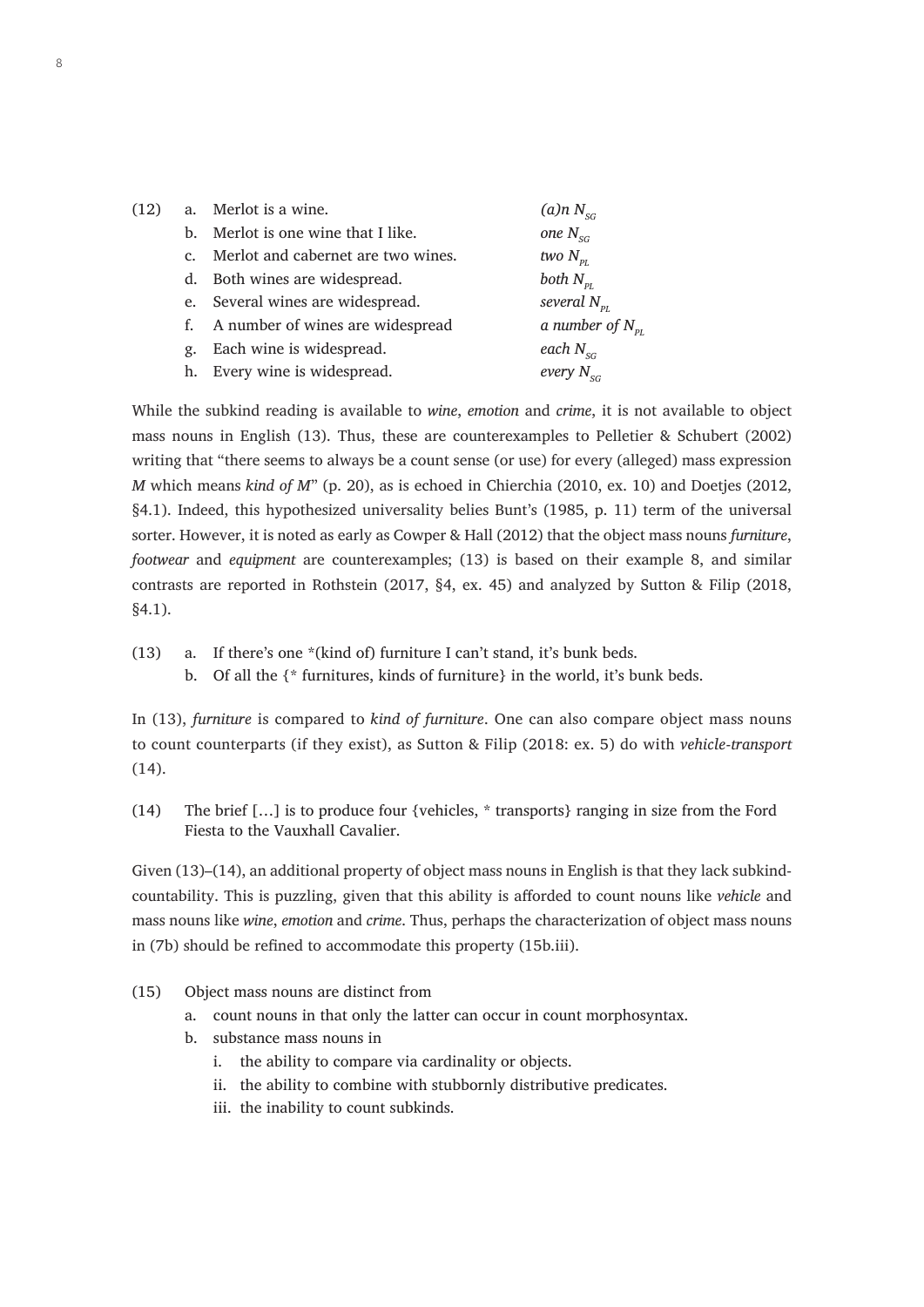(12) a. Merlot is a wine. *(a)n $N_{SG}$*
b. Merlot is one wine that I like. *one $N_{SG}$*
c. Merlot and cabernet are two wines. *two $N_{PL}$*
d. Both wines are widespread. *both $N_{PL}$*
e. Several wines are widespread. *several $N_{PL}$*
f. A number of wines are widespread *a number of $N_{PL}$*
g. Each wine is widespread. *each $N_{SG}$*
h. Every wine is widespread. *every $N_{SG}$*

While the subkind reading is available to *wine*, *emotion* and *crime*, it is not available to object mass nouns in English (13). Thus, these are counterexamples to Pelletier & Schubert (2002) writing that "there seems to always be a count sense (or use) for every (alleged) mass expression *M* which means *kind of M*" (p. 20), as is echoed in Chierchia (2010, ex. 10) and Doetjes (2012, §4.1). Indeed, this hypothesized universality belies Bunt's (1985, p. 11) term of the universal sorter. However, it is noted as early as Cowper & Hall (2012) that the object mass nouns *furniture*, *footwear* and *equipment* are counterexamples; (13) is based on their example 8, and similar contrasts are reported in Rothstein (2017, §4, ex. 45) and analyzed by Sutton & Filip (2018, §4.1).

(13) a. If there's one *(kind of) furniture I can't stand, it's bunk beds.
b. Of all the {* furnitures, kinds of furniture} in the world, it's bunk beds.

In (13), *furniture* is compared to *kind of furniture*. One can also compare object mass nouns to count counterparts (if they exist), as Sutton & Filip (2018: ex. 5) do with *vehicle*-*transport* (14).

(14) The brief […] is to produce four {vehicles, * transports} ranging in size from the Ford Fiesta to the Vauxhall Cavalier.

Given (13)–(14), an additional property of object mass nouns in English is that they lack subkind-countability. This is puzzling, given that this ability is afforded to count nouns like *vehicle* and mass nouns like *wine*, *emotion* and *crime*. Thus, perhaps the characterization of object mass nouns in (7b) should be refined to accommodate this property (15b.iii).

(15) Object mass nouns are distinct from
a. count nouns in that only the latter can occur in count morphosyntax.
b. substance mass nouns in
   i. the ability to compare via cardinality or objects.
   ii. the ability to combine with stubbornly distributive predicates.
   iii. the inability to count subkinds.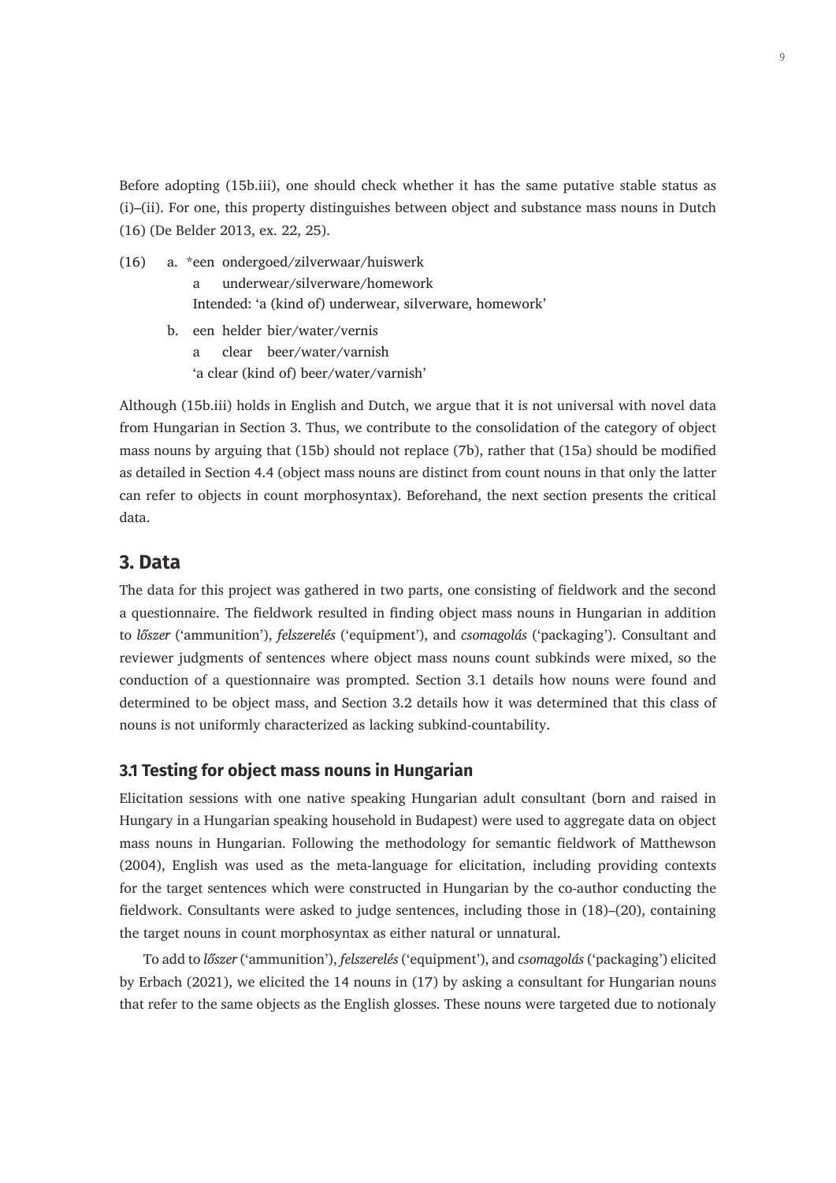Before adopting (15b.iii), one should check whether it has the same putative stable status as (i)–(ii). For one, this property distinguishes between object and substance mass nouns in Dutch (16) (De Belder 2013, ex. 22, 25).

(16) a. *een ondergoed/zilverwaar/huiswerk
  a underwear/silverware/homework
  Intended: 'a (kind of) underwear, silverware, homework'

 b. een helder bier/water/vernis
  a clear beer/water/varnish
  'a clear (kind of) beer/water/varnish'

Although (15b.iii) holds in English and Dutch, we argue that it is not universal with novel data from Hungarian in Section 3. Thus, we contribute to the consolidation of the category of object mass nouns by arguing that (15b) should not replace (7b), rather that (15a) should be modified as detailed in Section 4.4 (object mass nouns are distinct from count nouns in that only the latter can refer to objects in count morphosyntax). Beforehand, the next section presents the critical data.

## 3. Data

The data for this project was gathered in two parts, one consisting of fieldwork and the second a questionnaire. The fieldwork resulted in finding object mass nouns in Hungarian in addition to *lőszer* ('ammunition'), *felszerelés* ('equipment'), and *csomagolás* ('packaging'). Consultant and reviewer judgments of sentences where object mass nouns count subkinds were mixed, so the conduction of a questionnaire was prompted. Section 3.1 details how nouns were found and determined to be object mass, and Section 3.2 details how it was determined that this class of nouns is not uniformly characterized as lacking subkind-countability.

### 3.1 Testing for object mass nouns in Hungarian

Elicitation sessions with one native speaking Hungarian adult consultant (born and raised in Hungary in a Hungarian speaking household in Budapest) were used to aggregate data on object mass nouns in Hungarian. Following the methodology for semantic fieldwork of Matthewson (2004), English was used as the meta-language for elicitation, including providing contexts for the target sentences which were constructed in Hungarian by the co-author conducting the fieldwork. Consultants were asked to judge sentences, including those in (18)–(20), containing the target nouns in count morphosyntax as either natural or unnatural.

To add to *lőszer* ('ammunition'), *felszerelés* ('equipment'), and *csomagolás* ('packaging') elicited by Erbach (2021), we elicited the 14 nouns in (17) by asking a consultant for Hungarian nouns that refer to the same objects as the English glosses. These nouns were targeted due to notionaly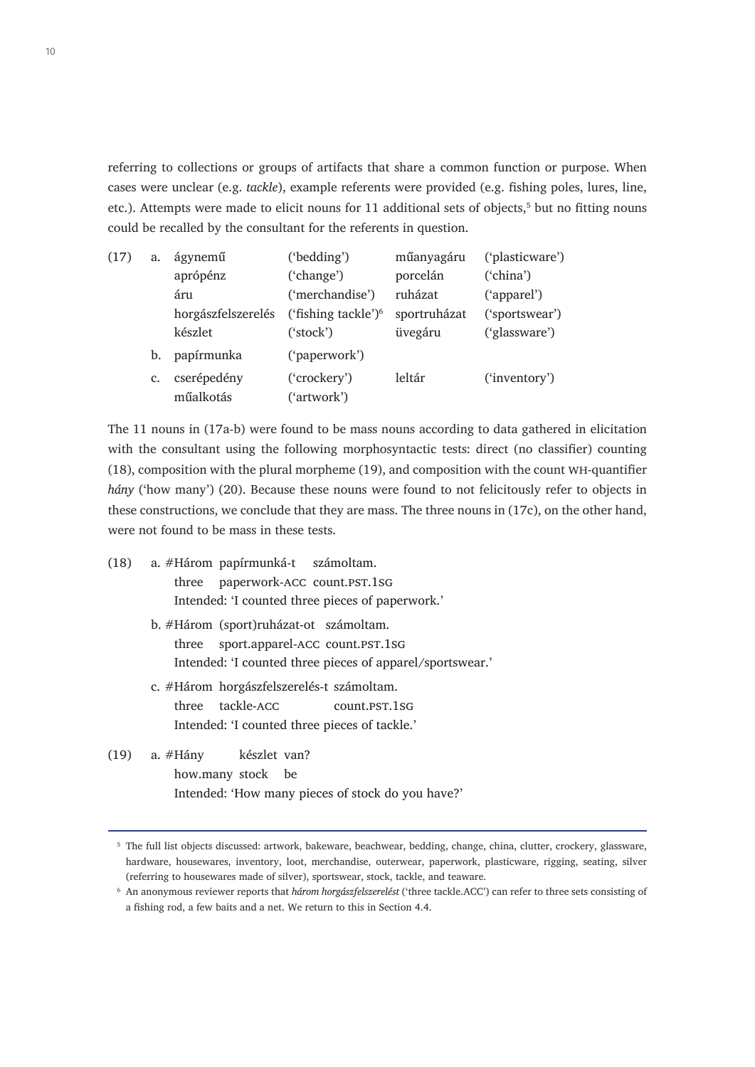referring to collections or groups of artifacts that share a common function or purpose. When cases were unclear (e.g. *tackle*), example referents were provided (e.g. fishing poles, lures, line, etc.). Attempts were made to elicit nouns for 11 additional sets of objects,[5] but no fitting nouns could be recalled by the consultant for the referents in question.

(17) a. ágynemű ('bedding') műanyagáru ('plasticware')
apró­pénz ('change') porcelán ('china')
áru ('merchandise') ruházat ('apparel')
horgászfelszerelés ('fishing tackle')[6] sportruházat ('sportswear')
készlet ('stock') üvegáru ('glassware')

b. papírmunka ('paperwork')

c. cserépedény ('crockery') leltár ('inventory')
műalkotás ('artwork')

The 11 nouns in (17a-b) were found to be mass nouns according to data gathered in elicitation with the consultant using the following morphosyntactic tests: direct (no classifier) counting (18), composition with the plural morpheme (19), and composition with the count WH-quantifier *hány* ('how many') (20). Because these nouns were found to not felicitously refer to objects in these constructions, we conclude that they are mass. The three nouns in (17c), on the other hand, were not found to be mass in these tests.

(18) a. #Három papírmunká-t számoltam.
three paperwork-ACC count.PST.1SG
Intended: 'I counted three pieces of paperwork.'

b. #Három (sport)ruházat-ot számoltam.
three sport.apparel-ACC count.PST.1SG
Intended: 'I counted three pieces of apparel/sportswear.'

c. #Három horgászfelszerelés-t számoltam.
three tackle-ACC count.PST.1SG
Intended: 'I counted three pieces of tackle.'

(19) a. #Hány készlet van?
how.many stock be
Intended: 'How many pieces of stock do you have?'

---

[5] The full list objects discussed: artwork, bakeware, beachwear, bedding, change, china, clutter, crockery, glassware, hardware, housewares, inventory, loot, merchandise, outerwear, paperwork, plasticware, rigging, seating, silver (referring to housewares made of silver), sportswear, stock, tackle, and teaware.

[6] An anonymous reviewer reports that *három horgászfelszerelést* ('three tackle.ACC') can refer to three sets consisting of a fishing rod, a few baits and a net. We return to this in Section 4.4.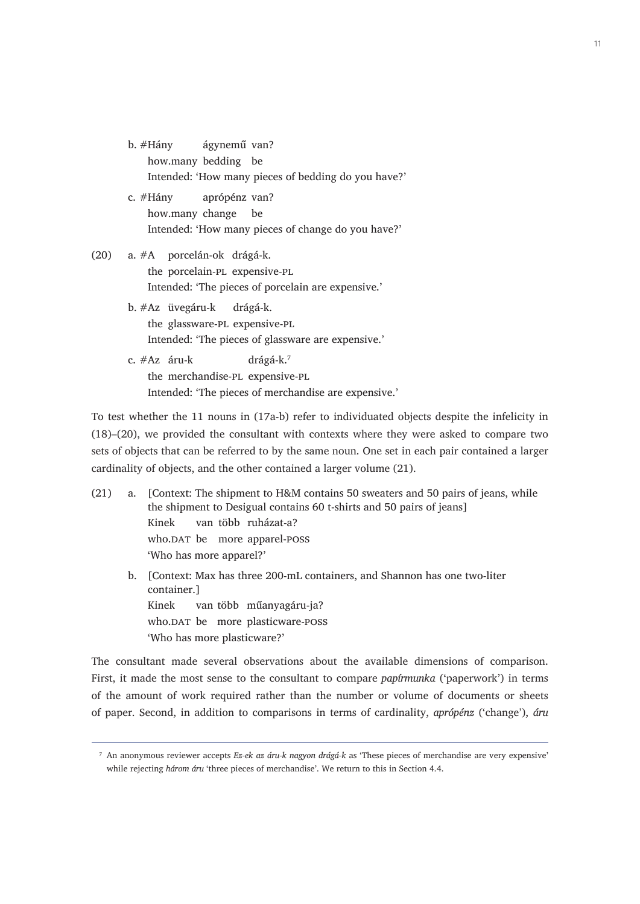b. #Hány ágynemű van?
   how.many bedding be
   Intended: 'How many pieces of bedding do you have?'

c. #Hány aprópénz van?
   how.many change be
   Intended: 'How many pieces of change do you have?'

(20) a. #A porcelán-ok drágá-k.
   the porcelain-PL expensive-PL
   Intended: 'The pieces of porcelain are expensive.'

b. #Az üvegáru-k drágá-k.
   the glassware-PL expensive-PL
   Intended: 'The pieces of glassware are expensive.'

c. #Az áru-k drágá-k.[7]
   the merchandise-PL expensive-PL
   Intended: 'The pieces of merchandise are expensive.'

To test whether the 11 nouns in (17a-b) refer to individuated objects despite the infelicity in (18)–(20), we provided the consultant with contexts where they were asked to compare two sets of objects that can be referred to by the same noun. One set in each pair contained a larger cardinality of objects, and the other contained a larger volume (21).

(21) a. [Context: The shipment to H&M contains 50 sweaters and 50 pairs of jeans, while the shipment to Desigual contains 60 t-shirts and 50 pairs of jeans]
   Kinek van több ruházat-a?
   who.DAT be more apparel-POSS
   'Who has more apparel?'

b. [Context: Max has three 200-mL containers, and Shannon has one two-liter container.]
   Kinek van több műanyagáru-ja?
   who.DAT be more plasticware-POSS
   'Who has more plasticware?'

The consultant made several observations about the available dimensions of comparison. First, it made the most sense to the consultant to compare *papírmunka* ('paperwork') in terms of the amount of work required rather than the number or volume of documents or sheets of paper. Second, in addition to comparisons in terms of cardinality, *aprópénz* ('change'), *áru*

[7] An anonymous reviewer accepts *Ez-ek az áru-k nagyon drágá-k* as 'These pieces of merchandise are very expensive' while rejecting *három áru* 'three pieces of merchandise'. We return to this in Section 4.4.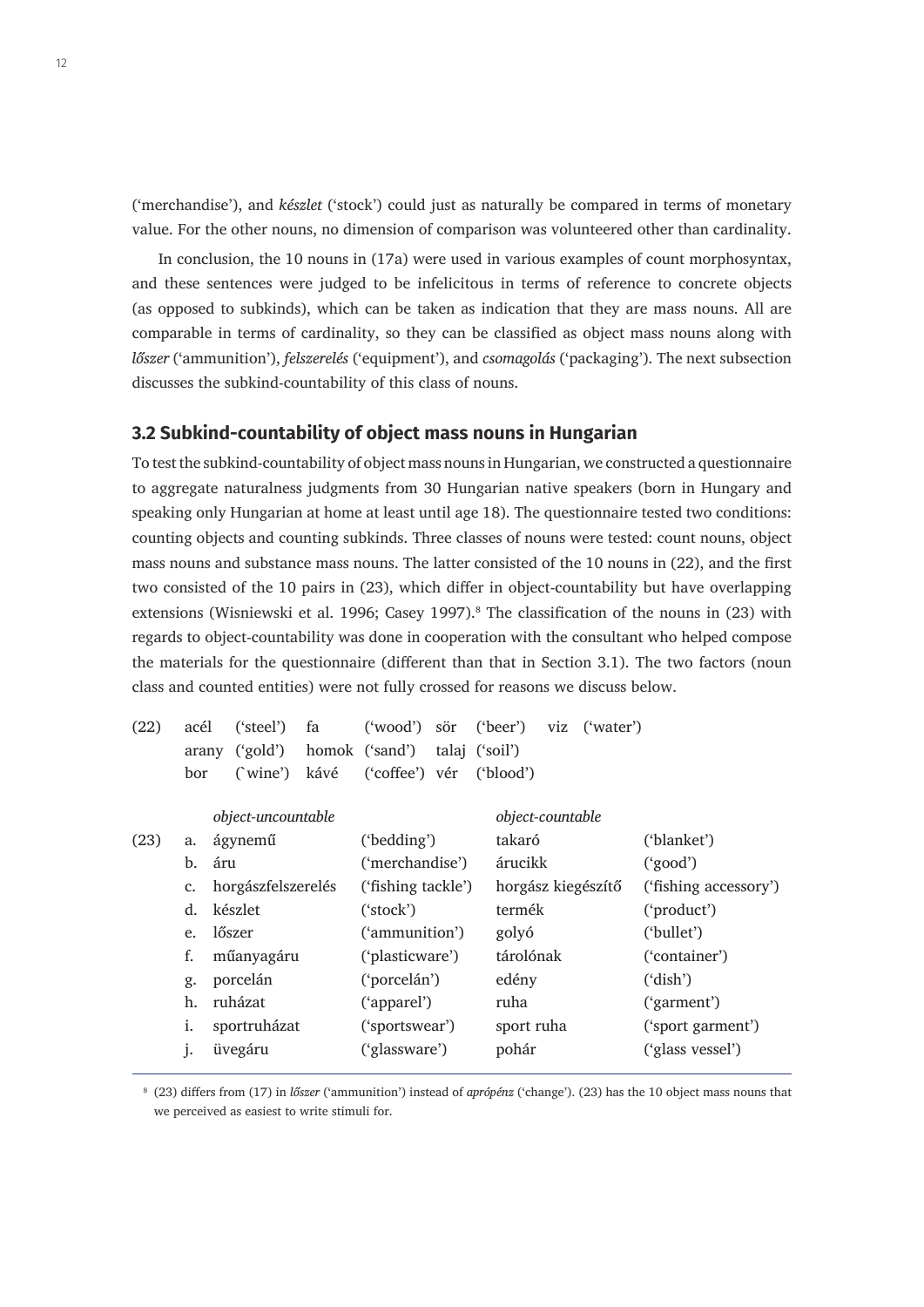('merchandise'), and *készlet* ('stock') could just as naturally be compared in terms of monetary value. For the other nouns, no dimension of comparison was volunteered other than cardinality.

In conclusion, the 10 nouns in (17a) were used in various examples of count morphosyntax, and these sentences were judged to be infelicitous in terms of reference to concrete objects (as opposed to subkinds), which can be taken as indication that they are mass nouns. All are comparable in terms of cardinality, so they can be classified as object mass nouns along with *lőszer* ('ammunition'), *felszerelés* ('equipment'), and *csomagolás* ('packaging'). The next subsection discusses the subkind-countability of this class of nouns.

## 3.2 Subkind-countability of object mass nouns in Hungarian

To test the subkind-countability of object mass nouns in Hungarian, we constructed a questionnaire to aggregate naturalness judgments from 30 Hungarian native speakers (born in Hungary and speaking only Hungarian at home at least until age 18). The questionnaire tested two conditions: counting objects and counting subkinds. Three classes of nouns were tested: count nouns, object mass nouns and substance mass nouns. The latter consisted of the 10 nouns in (22), and the first two consisted of the 10 pairs in (23), which differ in object-countability but have overlapping extensions (Wisniewski et al. 1996; Casey 1997).[8] The classification of the nouns in (23) with regards to object-countability was done in cooperation with the consultant who helped compose the materials for the questionnaire (different than that in Section 3.1). The two factors (noun class and counted entities) were not fully crossed for reasons we discuss below.

(22) acél ('steel') fa ('wood') sör ('beer') viz ('water')
arany ('gold') homok ('sand') talaj ('soil')
bor (`wine') kávé ('coffee') vér ('blood')

| | | *object-uncountable* | | *object-countable* | |
|---|---|---|---|---|---|
| (23) | a. | ágynemű | ('bedding') | takaró | ('blanket') |
| | b. | áru | ('merchandise') | árucikk | ('good') |
| | c. | horgászfelszerelés | ('fishing tackle') | horgász kiegészítő | ('fishing accessory') |
| | d. | készlet | ('stock') | termék | ('product') |
| | e. | lőszer | ('ammunition') | golyó | ('bullet') |
| | f. | műanyagáru | ('plasticware') | tárolónak | ('container') |
| | g. | porcelán | ('porcelán') | edény | ('dish') |
| | h. | ruházat | ('apparel') | ruha | ('garment') |
| | i. | sportruházat | ('sportswear') | sport ruha | ('sport garment') |
| | j. | üvegáru | ('glassware') | pohár | ('glass vessel') |

[8] (23) differs from (17) in *lőszer* ('ammunition') instead of *aprópénz* ('change'). (23) has the 10 object mass nouns that we perceived as easiest to write stimuli for.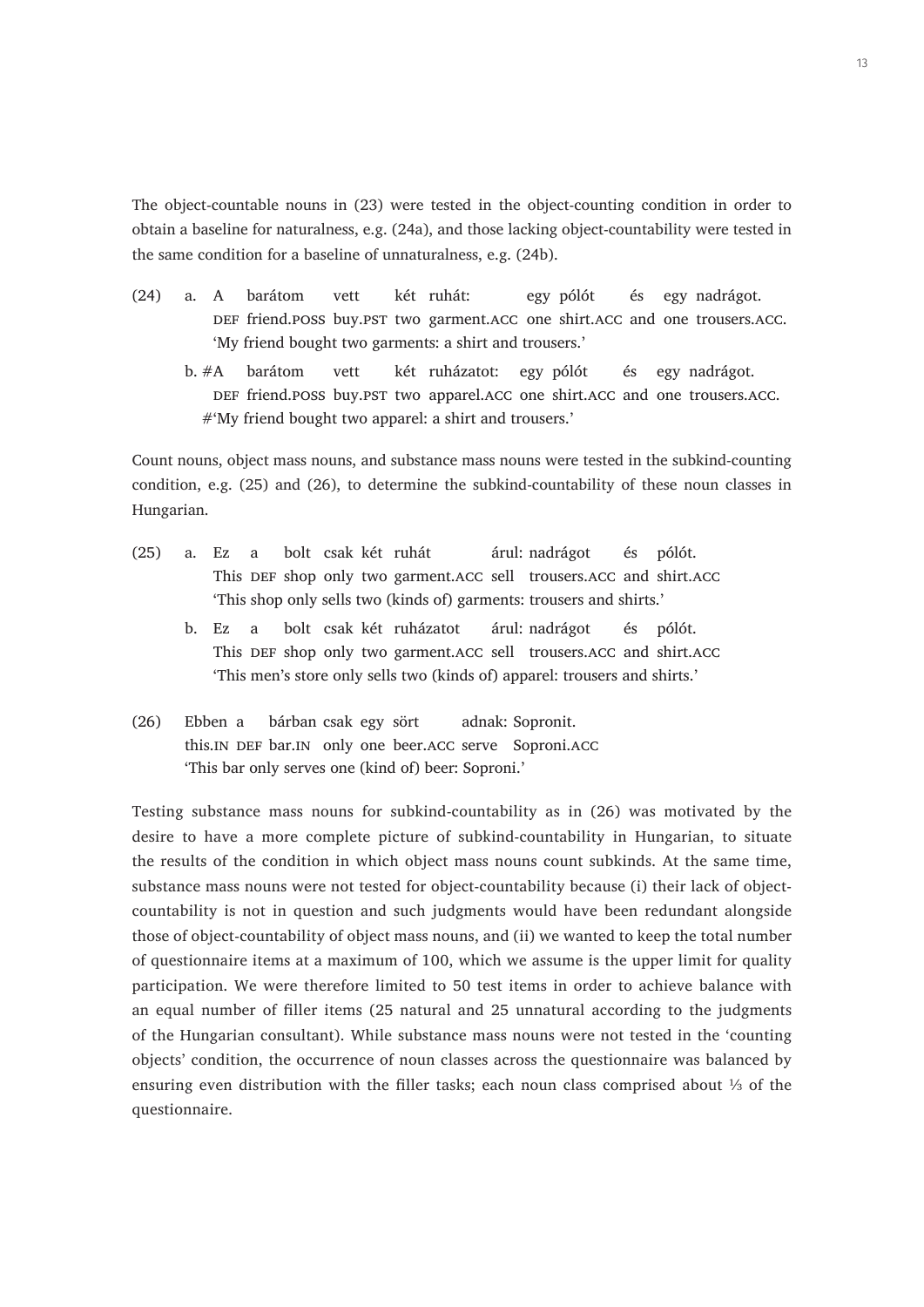The object-countable nouns in (23) were tested in the object-counting condition in order to obtain a baseline for naturalness, e.g. (24a), and those lacking object-countability were tested in the same condition for a baseline of unnaturalness, e.g. (24b).

(24) a. A barátom vett két ruhát: egy pólót és egy nadrágot.
DEF friend.POSS buy.PST two garment.ACC one shirt.ACC and one trousers.ACC.
'My friend bought two garments: a shirt and trousers.'

b. #A barátom vett két ruházatot: egy pólót és egy nadrágot.
DEF friend.POSS buy.PST two apparel.ACC one shirt.ACC and one trousers.ACC.
#'My friend bought two apparel: a shirt and trousers.'

Count nouns, object mass nouns, and substance mass nouns were tested in the subkind-counting condition, e.g. (25) and (26), to determine the subkind-countability of these noun classes in Hungarian.

(25) a. Ez a bolt csak két ruhát árul: nadrágot és pólót.
This DEF shop only two garment.ACC sell trousers.ACC and shirt.ACC
'This shop only sells two (kinds of) garments: trousers and shirts.'

b. Ez a bolt csak két ruházatot árul: nadrágot és pólót.
This DEF shop only two garment.ACC sell trousers.ACC and shirt.ACC
'This men's store only sells two (kinds of) apparel: trousers and shirts.'

(26) Ebben a bárban csak egy sört adnak: Sopronit.
this.IN DEF bar.IN only one beer.ACC serve Soproni.ACC
'This bar only serves one (kind of) beer: Soproni.'

Testing substance mass nouns for subkind-countability as in (26) was motivated by the desire to have a more complete picture of subkind-countability in Hungarian, to situate the results of the condition in which object mass nouns count subkinds. At the same time, substance mass nouns were not tested for object-countability because (i) their lack of object-countability is not in question and such judgments would have been redundant alongside those of object-countability of object mass nouns, and (ii) we wanted to keep the total number of questionnaire items at a maximum of 100, which we assume is the upper limit for quality participation. We were therefore limited to 50 test items in order to achieve balance with an equal number of filler items (25 natural and 25 unnatural according to the judgments of the Hungarian consultant). While substance mass nouns were not tested in the 'counting objects' condition, the occurrence of noun classes across the questionnaire was balanced by ensuring even distribution with the filler tasks; each noun class comprised about ⅓ of the questionnaire.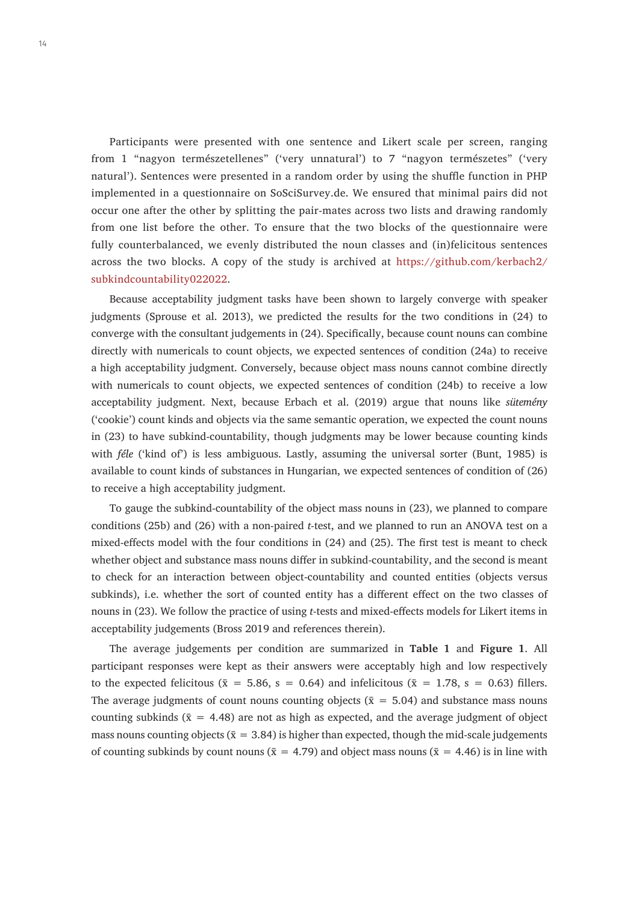Participants were presented with one sentence and Likert scale per screen, ranging from 1 "nagyon természetellenes" ('very unnatural') to 7 "nagyon természetes" ('very natural'). Sentences were presented in a random order by using the shuffle function in PHP implemented in a questionnaire on SoSciSurvey.de. We ensured that minimal pairs did not occur one after the other by splitting the pair-mates across two lists and drawing randomly from one list before the other. To ensure that the two blocks of the questionnaire were fully counterbalanced, we evenly distributed the noun classes and (in)felicitous sentences across the two blocks. A copy of the study is archived at https://github.com/kerbach2/subkindcountability022022.

Because acceptability judgment tasks have been shown to largely converge with speaker judgments (Sprouse et al. 2013), we predicted the results for the two conditions in (24) to converge with the consultant judgements in (24). Specifically, because count nouns can combine directly with numericals to count objects, we expected sentences of condition (24a) to receive a high acceptability judgment. Conversely, because object mass nouns cannot combine directly with numericals to count objects, we expected sentences of condition (24b) to receive a low acceptability judgment. Next, because Erbach et al. (2019) argue that nouns like *sütemény* ('cookie') count kinds and objects via the same semantic operation, we expected the count nouns in (23) to have subkind-countability, though judgments may be lower because counting kinds with *féle* ('kind of') is less ambiguous. Lastly, assuming the universal sorter (Bunt, 1985) is available to count kinds of substances in Hungarian, we expected sentences of condition of (26) to receive a high acceptability judgment.

To gauge the subkind-countability of the object mass nouns in (23), we planned to compare conditions (25b) and (26) with a non-paired *t*-test, and we planned to run an ANOVA test on a mixed-effects model with the four conditions in (24) and (25). The first test is meant to check whether object and substance mass nouns differ in subkind-countability, and the second is meant to check for an interaction between object-countability and counted entities (objects versus subkinds), i.e. whether the sort of counted entity has a different effect on the two classes of nouns in (23). We follow the practice of using *t*-tests and mixed-effects models for Likert items in acceptability judgements (Bross 2019 and references therein).

The average judgements per condition are summarized in **Table 1** and **Figure 1**. All participant responses were kept as their answers were acceptably high and low respectively to the expected felicitous ($\bar{x}$ = 5.86, s = 0.64) and infelicitous ($\bar{x}$ = 1.78, s = 0.63) fillers. The average judgments of count nouns counting objects ($\bar{x}$ = 5.04) and substance mass nouns counting subkinds ($\bar{x}$ = 4.48) are not as high as expected, and the average judgment of object mass nouns counting objects ($\bar{x}$ = 3.84) is higher than expected, though the mid-scale judgements of counting subkinds by count nouns ($\bar{x}$ = 4.79) and object mass nouns ($\bar{x}$ = 4.46) is in line with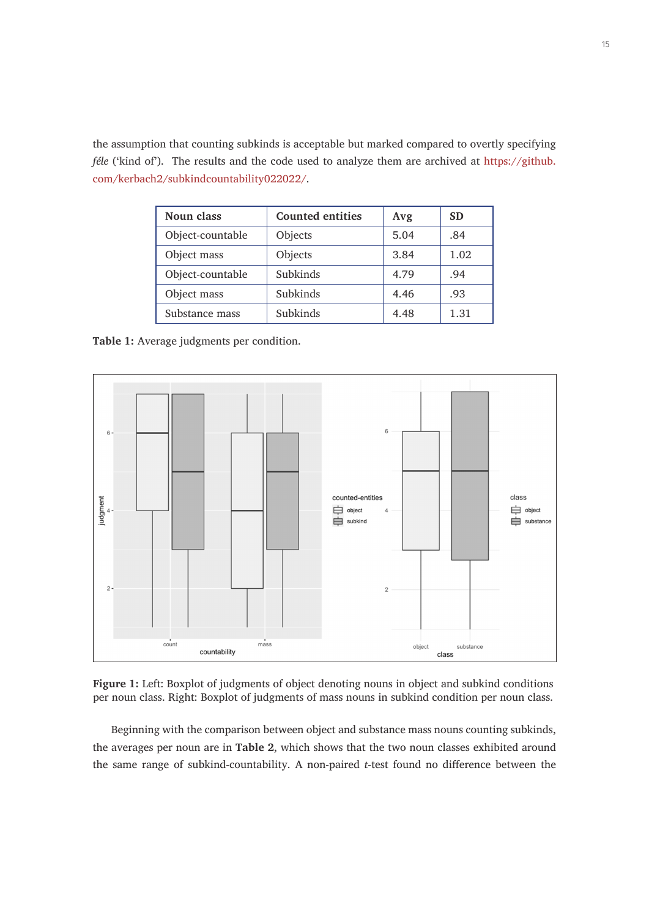the assumption that counting subkinds is acceptable but marked compared to overtly specifying *féle* ('kind of'). The results and the code used to analyze them are archived at https://github.com/kerbach2/subkindcountability022022/.

| Noun class | Counted entities | Avg | SD |
|---|---|---|---|
| Object-countable | Objects | 5.04 | .84 |
| Object mass | Objects | 3.84 | 1.02 |
| Object-countable | Subkinds | 4.79 | .94 |
| Object mass | Subkinds | 4.46 | .93 |
| Substance mass | Subkinds | 4.48 | 1.31 |

**Table 1:** Average judgments per condition.

**Figure 1:** Left: Boxplot of judgments of object denoting nouns in object and subkind conditions per noun class. Right: Boxplot of judgments of mass nouns in subkind condition per noun class.

Beginning with the comparison between object and substance mass nouns counting subkinds, the averages per noun are in **Table 2**, which shows that the two noun classes exhibited around the same range of subkind-countability. A non-paired *t*-test found no difference between the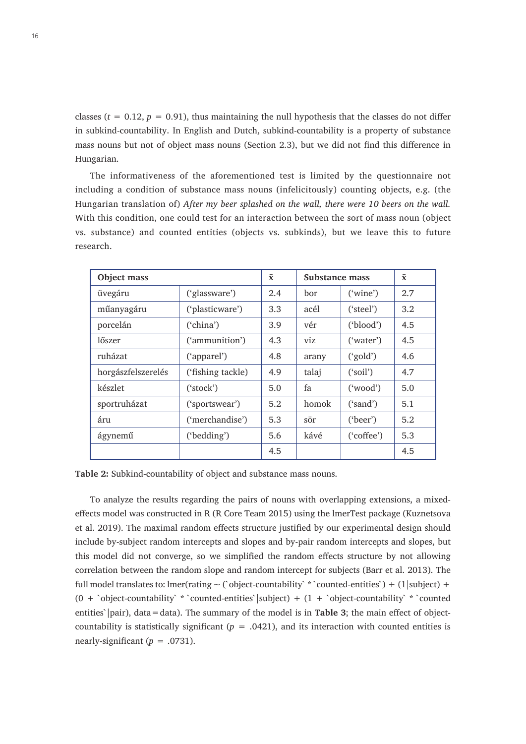classes ($t = 0.12$, $p = 0.91$), thus maintaining the null hypothesis that the classes do not differ in subkind-countability. In English and Dutch, subkind-countability is a property of substance mass nouns but not of object mass nouns (Section 2.3), but we did not find this difference in Hungarian.

The informativeness of the aforementioned test is limited by the questionnaire not including a condition of substance mass nouns (infelicitously) counting objects, e.g. (the Hungarian translation of) *After my beer splashed on the wall, there were 10 beers on the wall.* With this condition, one could test for an interaction between the sort of mass noun (object vs. substance) and counted entities (objects vs. subkinds), but we leave this to future research.

| Object mass | | $\bar{x}$ | Substance mass | | $\bar{x}$ |
|---|---|---|---|---|---|
| üvegáru | ('glassware') | 2.4 | bor | ('wine') | 2.7 |
| műanyagáru | ('plasticware') | 3.3 | acél | ('steel') | 3.2 |
| porcelán | ('china') | 3.9 | vér | ('blood') | 4.5 |
| lőszer | ('ammunition') | 4.3 | viz | ('water') | 4.5 |
| ruházat | ('apparel') | 4.8 | arany | ('gold') | 4.6 |
| horgászfelszerelés | ('fishing tackle) | 4.9 | talaj | ('soil') | 4.7 |
| készlet | ('stock') | 5.0 | fa | ('wood') | 5.0 |
| sportruházat | ('sportswear') | 5.2 | homok | ('sand') | 5.1 |
| áru | ('merchandise') | 5.3 | sör | ('beer') | 5.2 |
| ágynemű | ('bedding') | 5.6 | kávé | ('coffee') | 5.3 |
| | | 4.5 | | | 4.5 |

**Table 2:** Subkind-countability of object and substance mass nouns.

To analyze the results regarding the pairs of nouns with overlapping extensions, a mixed-effects model was constructed in R (R Core Team 2015) using the lmerTest package (Kuznetsova et al. 2019). The maximal random effects structure justified by our experimental design should include by-subject random intercepts and slopes and by-pair random intercepts and slopes, but this model did not converge, so we simplified the random effects structure by not allowing correlation between the random slope and random intercept for subjects (Barr et al. 2013). The full model translates to: lmer(rating ~ (`object-countability` * `counted-entities`) + (1|subject) + (0 + `object-countability` * `counted-entities`|subject) + (1 + `object-countability` * `counted entities`|pair), data = data). The summary of the model is in **Table 3**; the main effect of object-countability is statistically significant ($p = .0421$), and its interaction with counted entities is nearly-significant ($p = .0731$).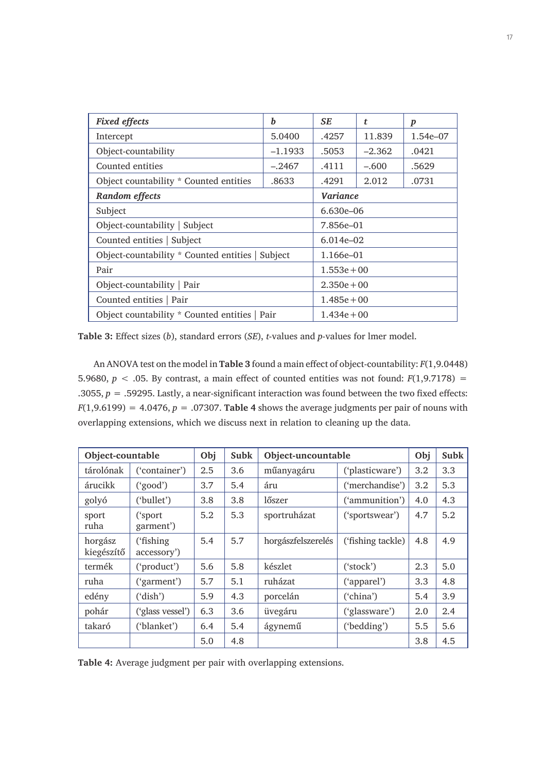| *Fixed effects* | *b* | *SE* | *t* | *p* |
|---|---|---|---|---|
| Intercept | 5.0400 | .4257 | 11.839 | 1.54e–07 |
| Object-countability | –1.1933 | .5053 | –2.362 | .0421 |
| Counted entities | –.2467 | .4111 | –.600 | .5629 |
| Object countability * Counted entities | .8633 | .4291 | 2.012 | .0731 |
| ***Random effects*** | | ***Variance*** | | |
| Subject | | 6.630e–06 | | |
| Object-countability \| Subject | | 7.856e–01 | | |
| Counted entities \| Subject | | 6.014e–02 | | |
| Object-countability * Counted entities \| Subject | | 1.166e–01 | | |
| Pair | | 1.553e + 00 | | |
| Object-countability \| Pair | | 2.350e + 00 | | |
| Counted entities \| Pair | | 1.485e + 00 | | |
| Object countability * Counted entities \| Pair | | 1.434e + 00 | | |

**Table 3:** Effect sizes (*b*), standard errors (*SE*), *t*-values and *p*-values for lmer model.

An ANOVA test on the model in **Table 3** found a main effect of object-countability: $F(1{,}9.0448)$ 5.9680, $p < .05$. By contrast, a main effect of counted entities was not found: $F(1{,}9.7178) = .3055$, $p = .59295$. Lastly, a near-significant interaction was found between the two fixed effects: $F(1{,}9.6199) = 4.0476$, $p = .07307$. **Table 4** shows the average judgments per pair of nouns with overlapping extensions, which we discuss next in relation to cleaning up the data.

| **Object-countable** | | **Obj** | **Subk** | **Object-uncountable** | | **Obj** | **Subk** |
|---|---|---|---|---|---|---|---|
| tárolónak | ('container') | 2.5 | 3.6 | műanyagáru | ('plasticware') | 3.2 | 3.3 |
| árucikk | ('good') | 3.7 | 5.4 | áru | ('merchandise') | 3.2 | 5.3 |
| golyó | ('bullet') | 3.8 | 3.8 | lőszer | ('ammunition') | 4.0 | 4.3 |
| sport ruha | ('sport garment') | 5.2 | 5.3 | sportruházat | ('sportswear') | 4.7 | 5.2 |
| horgász kiegészítő | ('fishing accessory') | 5.4 | 5.7 | horgászfelszerelés | ('fishing tackle') | 4.8 | 4.9 |
| termék | ('product') | 5.6 | 5.8 | készlet | ('stock') | 2.3 | 5.0 |
| ruha | ('garment') | 5.7 | 5.1 | ruházat | ('apparel') | 3.3 | 4.8 |
| edény | ('dish') | 5.9 | 4.3 | porcelán | ('china') | 5.4 | 3.9 |
| pohár | ('glass vessel') | 6.3 | 3.6 | üvegáru | ('glassware') | 2.0 | 2.4 |
| takaró | ('blanket') | 6.4 | 5.4 | ágynemű | ('bedding') | 5.5 | 5.6 |
| | | 5.0 | 4.8 | | | 3.8 | 4.5 |

**Table 4:** Average judgment per pair with overlapping extensions.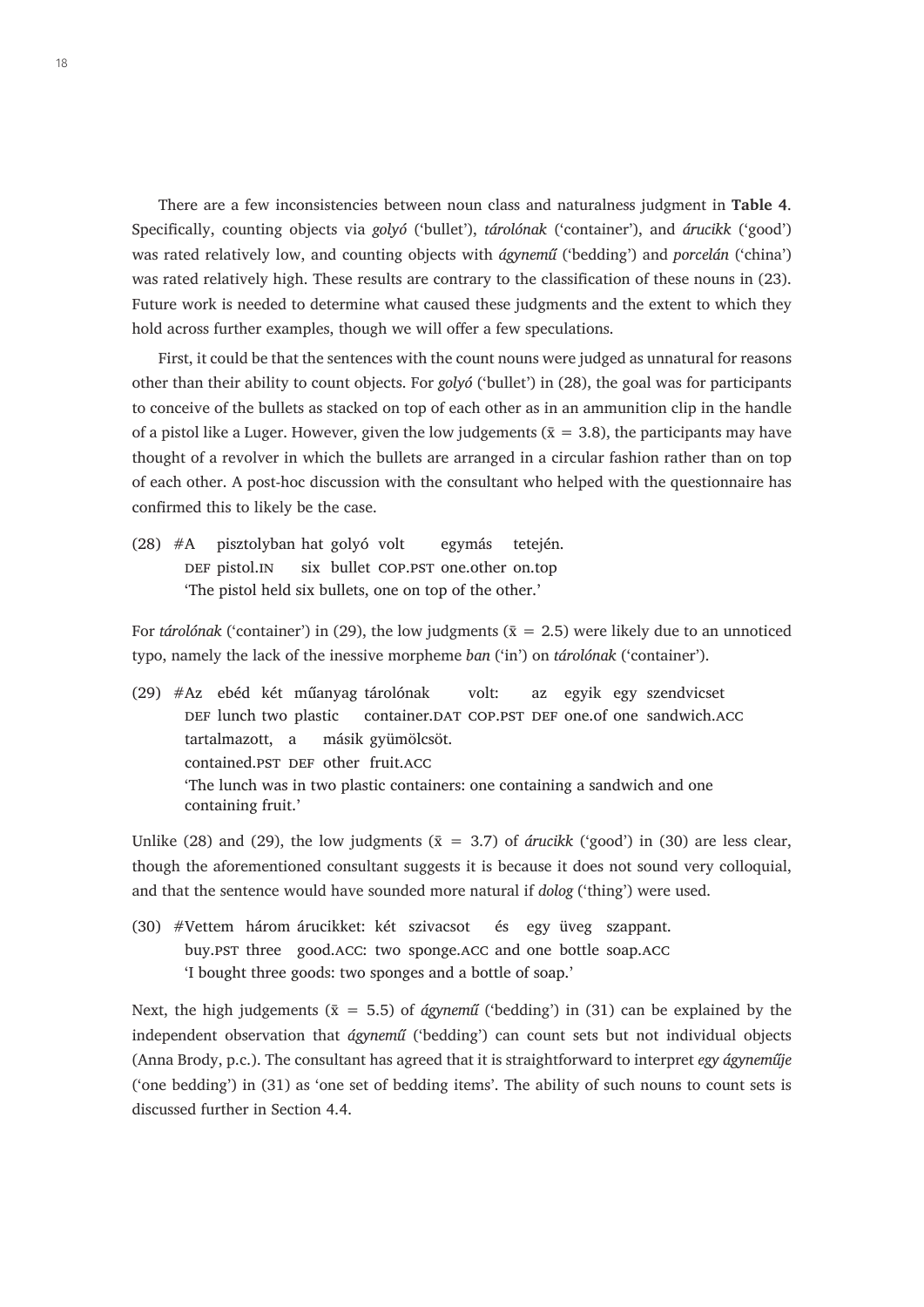There are a few inconsistencies between noun class and naturalness judgment in **Table 4**. Specifically, counting objects via *golyó* ('bullet'), *tárolónak* ('container'), and *árucikk* ('good') was rated relatively low, and counting objects with *ágynemű* ('bedding') and *porcelán* ('china') was rated relatively high. These results are contrary to the classification of these nouns in (23). Future work is needed to determine what caused these judgments and the extent to which they hold across further examples, though we will offer a few speculations.

First, it could be that the sentences with the count nouns were judged as unnatural for reasons other than their ability to count objects. For *golyó* ('bullet') in (28), the goal was for participants to conceive of the bullets as stacked on top of each other as in an ammunition clip in the handle of a pistol like a Luger. However, given the low judgements ($\bar{x} = 3.8$), the participants may have thought of a revolver in which the bullets are arranged in a circular fashion rather than on top of each other. A post-hoc discussion with the consultant who helped with the questionnaire has confirmed this to likely be the case.

(28) #A pisztolyban hat golyó volt egymás tetején.
DEF pistol.IN six bullet COP.PST one.other on.top
'The pistol held six bullets, one on top of the other.'

For *tárolónak* ('container') in (29), the low judgments ($\bar{x} = 2.5$) were likely due to an unnoticed typo, namely the lack of the inessive morpheme *ban* ('in') on *tárolónak* ('container').

(29) #Az ebéd két műanyag tárolónak volt: az egyik egy szendvicset
DEF lunch two plastic container.DAT COP.PST DEF one.of one sandwich.ACC
tartalmazott, a másik gyümölcsöt.
contained.PST DEF other fruit.ACC
'The lunch was in two plastic containers: one containing a sandwich and one containing fruit.'

Unlike (28) and (29), the low judgments ($\bar{x} = 3.7$) of *árucikk* ('good') in (30) are less clear, though the aforementioned consultant suggests it is because it does not sound very colloquial, and that the sentence would have sounded more natural if *dolog* ('thing') were used.

(30) #Vettem három árucikket: két szivacsot és egy üveg szappant.
buy.PST three good.ACC: two sponge.ACC and one bottle soap.ACC
'I bought three goods: two sponges and a bottle of soap.'

Next, the high judgements ($\bar{x} = 5.5$) of *ágynemű* ('bedding') in (31) can be explained by the independent observation that *ágynemű* ('bedding') can count sets but not individual objects (Anna Brody, p.c.). The consultant has agreed that it is straightforward to interpret *egy ágyneműje* ('one bedding') in (31) as 'one set of bedding items'. The ability of such nouns to count sets is discussed further in Section 4.4.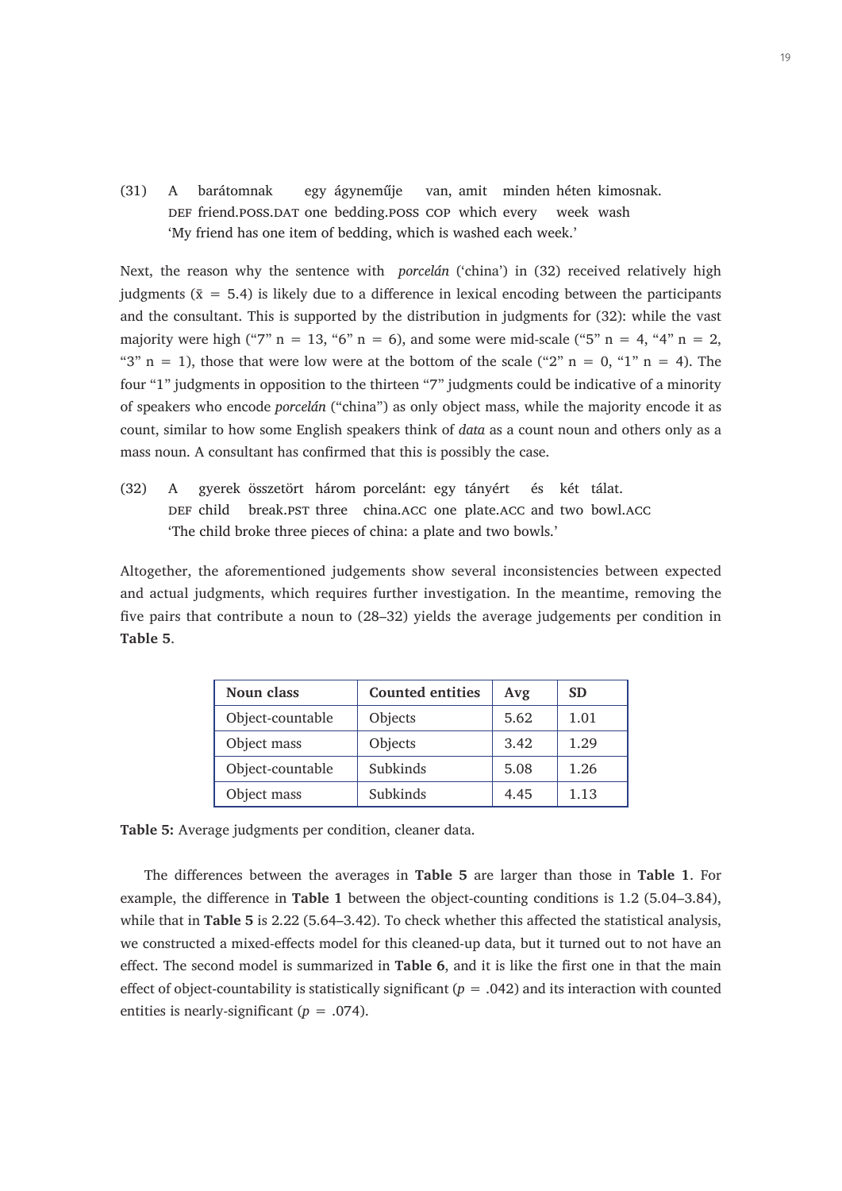(31) A barátomnak egy ágyneműje van, amit minden héten kimosnak.
DEF friend.POSS.DAT one bedding.POSS COP which every week wash
'My friend has one item of bedding, which is washed each week.'

Next, the reason why the sentence with *porcelán* ('china') in (32) received relatively high judgments ($\bar{x}$ = 5.4) is likely due to a difference in lexical encoding between the participants and the consultant. This is supported by the distribution in judgments for (32): while the vast majority were high ("7" n = 13, "6" n = 6), and some were mid-scale ("5" n = 4, "4" n = 2, "3" n = 1), those that were low were at the bottom of the scale ("2" n = 0, "1" n = 4). The four "1" judgments in opposition to the thirteen "7" judgments could be indicative of a minority of speakers who encode *porcelán* ("china") as only object mass, while the majority encode it as count, similar to how some English speakers think of *data* as a count noun and others only as a mass noun. A consultant has confirmed that this is possibly the case.

(32) A gyerek összetört három porcelánt: egy tányért és két tálat.
DEF child break.PST three china.ACC one plate.ACC and two bowl.ACC
'The child broke three pieces of china: a plate and two bowls.'

Altogether, the aforementioned judgements show several inconsistencies between expected and actual judgments, which requires further investigation. In the meantime, removing the five pairs that contribute a noun to (28–32) yields the average judgements per condition in **Table 5**.

| Noun class | Counted entities | Avg | SD |
|---|---|---|---|
| Object-countable | Objects | 5.62 | 1.01 |
| Object mass | Objects | 3.42 | 1.29 |
| Object-countable | Subkinds | 5.08 | 1.26 |
| Object mass | Subkinds | 4.45 | 1.13 |

**Table 5:** Average judgments per condition, cleaner data.

The differences between the averages in **Table 5** are larger than those in **Table 1**. For example, the difference in **Table 1** between the object-counting conditions is 1.2 (5.04–3.84), while that in **Table 5** is 2.22 (5.64–3.42). To check whether this affected the statistical analysis, we constructed a mixed-effects model for this cleaned-up data, but it turned out to not have an effect. The second model is summarized in **Table 6**, and it is like the first one in that the main effect of object-countability is statistically significant ($p$ = .042) and its interaction with counted entities is nearly-significant ($p$ = .074).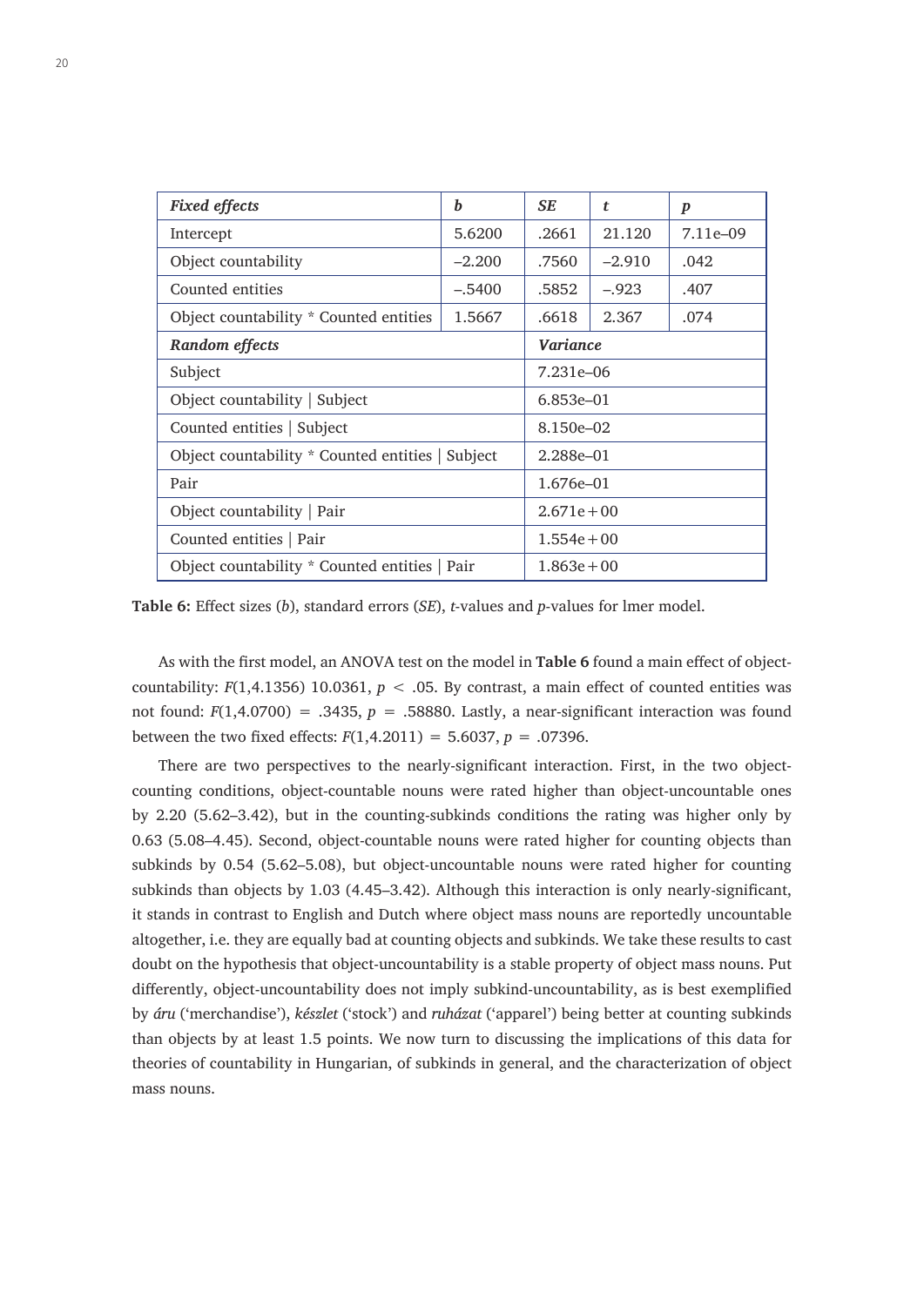| *Fixed effects* | *b* | *SE* | *t* | *p* |
|---|---|---|---|---|
| Intercept | 5.6200 | .2661 | 21.120 | 7.11e–09 |
| Object countability | –2.200 | .7560 | –2.910 | .042 |
| Counted entities | –.5400 | .5852 | –.923 | .407 |
| Object countability * Counted entities | 1.5667 | .6618 | 2.367 | .074 |
| ***Random effects*** | | ***Variance*** | | |
| Subject | | 7.231e–06 | | |
| Object countability \| Subject | | 6.853e–01 | | |
| Counted entities \| Subject | | 8.150e–02 | | |
| Object countability * Counted entities \| Subject | | 2.288e–01 | | |
| Pair | | 1.676e–01 | | |
| Object countability \| Pair | | 2.671e+00 | | |
| Counted entities \| Pair | | 1.554e+00 | | |
| Object countability * Counted entities \| Pair | | 1.863e+00 | | |

**Table 6:** Effect sizes (*b*), standard errors (*SE*), *t*-values and *p*-values for lmer model.

As with the first model, an ANOVA test on the model in **Table 6** found a main effect of object-countability: $F(1,4.1356)$ 10.0361, $p < .05$. By contrast, a main effect of counted entities was not found: $F(1,4.0700) = .3435$, $p = .58880$. Lastly, a near-significant interaction was found between the two fixed effects: $F(1,4.2011) = 5.6037$, $p = .07396$.

There are two perspectives to the nearly-significant interaction. First, in the two object-counting conditions, object-countable nouns were rated higher than object-uncountable ones by 2.20 (5.62–3.42), but in the counting-subkinds conditions the rating was higher only by 0.63 (5.08–4.45). Second, object-countable nouns were rated higher for counting objects than subkinds by 0.54 (5.62–5.08), but object-uncountable nouns were rated higher for counting subkinds than objects by 1.03 (4.45–3.42). Although this interaction is only nearly-significant, it stands in contrast to English and Dutch where object mass nouns are reportedly uncountable altogether, i.e. they are equally bad at counting objects and subkinds. We take these results to cast doubt on the hypothesis that object-uncountability is a stable property of object mass nouns. Put differently, object-uncountability does not imply subkind-uncountability, as is best exemplified by *áru* ('merchandise'), *készlet* ('stock') and *ruházat* ('apparel') being better at counting subkinds than objects by at least 1.5 points. We now turn to discussing the implications of this data for theories of countability in Hungarian, of subkinds in general, and the characterization of object mass nouns.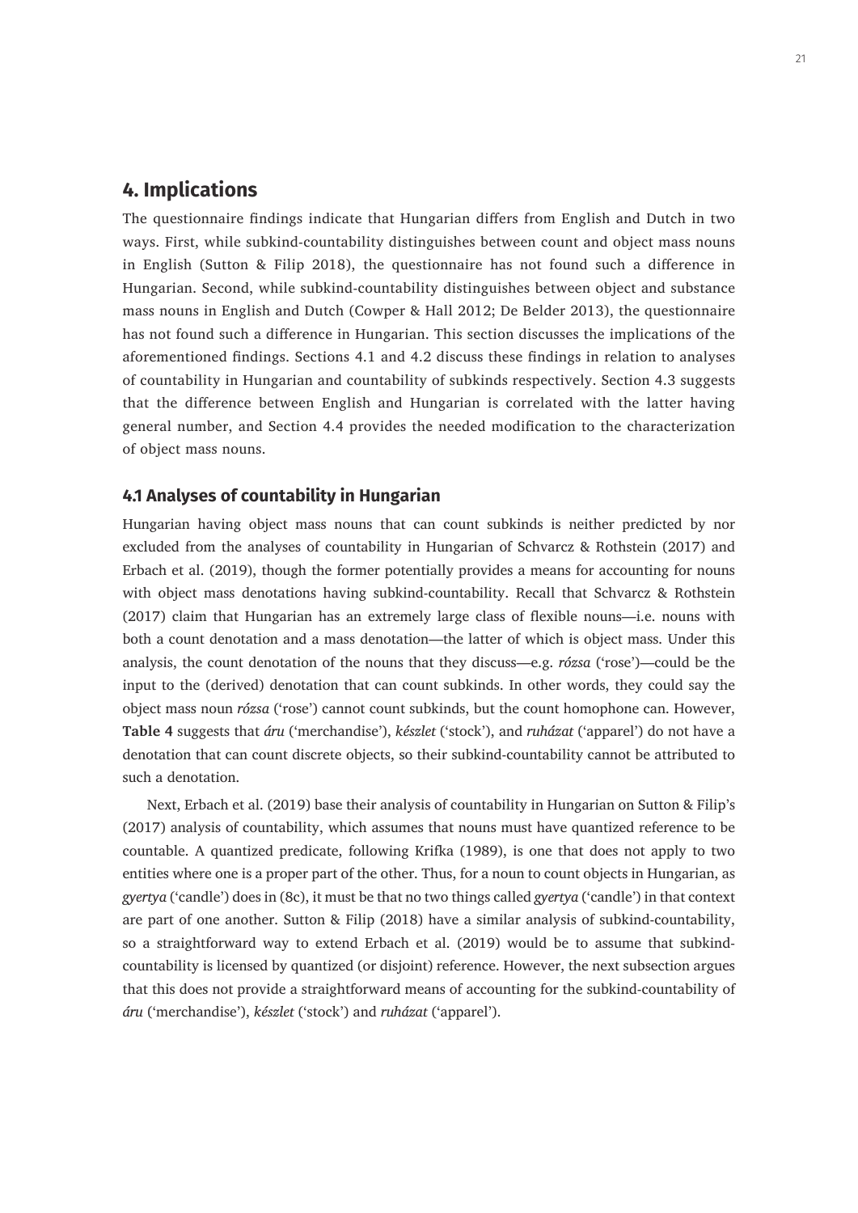## 4. Implications

The questionnaire findings indicate that Hungarian differs from English and Dutch in two ways. First, while subkind-countability distinguishes between count and object mass nouns in English (Sutton & Filip 2018), the questionnaire has not found such a difference in Hungarian. Second, while subkind-countability distinguishes between object and substance mass nouns in English and Dutch (Cowper & Hall 2012; De Belder 2013), the questionnaire has not found such a difference in Hungarian. This section discusses the implications of the aforementioned findings. Sections 4.1 and 4.2 discuss these findings in relation to analyses of countability in Hungarian and countability of subkinds respectively. Section 4.3 suggests that the difference between English and Hungarian is correlated with the latter having general number, and Section 4.4 provides the needed modification to the characterization of object mass nouns.

### 4.1 Analyses of countability in Hungarian

Hungarian having object mass nouns that can count subkinds is neither predicted by nor excluded from the analyses of countability in Hungarian of Schvarcz & Rothstein (2017) and Erbach et al. (2019), though the former potentially provides a means for accounting for nouns with object mass denotations having subkind-countability. Recall that Schvarcz & Rothstein (2017) claim that Hungarian has an extremely large class of flexible nouns—i.e. nouns with both a count denotation and a mass denotation—the latter of which is object mass. Under this analysis, the count denotation of the nouns that they discuss—e.g. *rózsa* ('rose')—could be the input to the (derived) denotation that can count subkinds. In other words, they could say the object mass noun *rózsa* ('rose') cannot count subkinds, but the count homophone can. However, **Table 4** suggests that *áru* ('merchandise'), *készlet* ('stock'), and *ruházat* ('apparel') do not have a denotation that can count discrete objects, so their subkind-countability cannot be attributed to such a denotation.

Next, Erbach et al. (2019) base their analysis of countability in Hungarian on Sutton & Filip's (2017) analysis of countability, which assumes that nouns must have quantized reference to be countable. A quantized predicate, following Krifka (1989), is one that does not apply to two entities where one is a proper part of the other. Thus, for a noun to count objects in Hungarian, as *gyertya* ('candle') does in (8c), it must be that no two things called *gyertya* ('candle') in that context are part of one another. Sutton & Filip (2018) have a similar analysis of subkind-countability, so a straightforward way to extend Erbach et al. (2019) would be to assume that subkind-countability is licensed by quantized (or disjoint) reference. However, the next subsection argues that this does not provide a straightforward means of accounting for the subkind-countability of *áru* ('merchandise'), *készlet* ('stock') and *ruházat* ('apparel').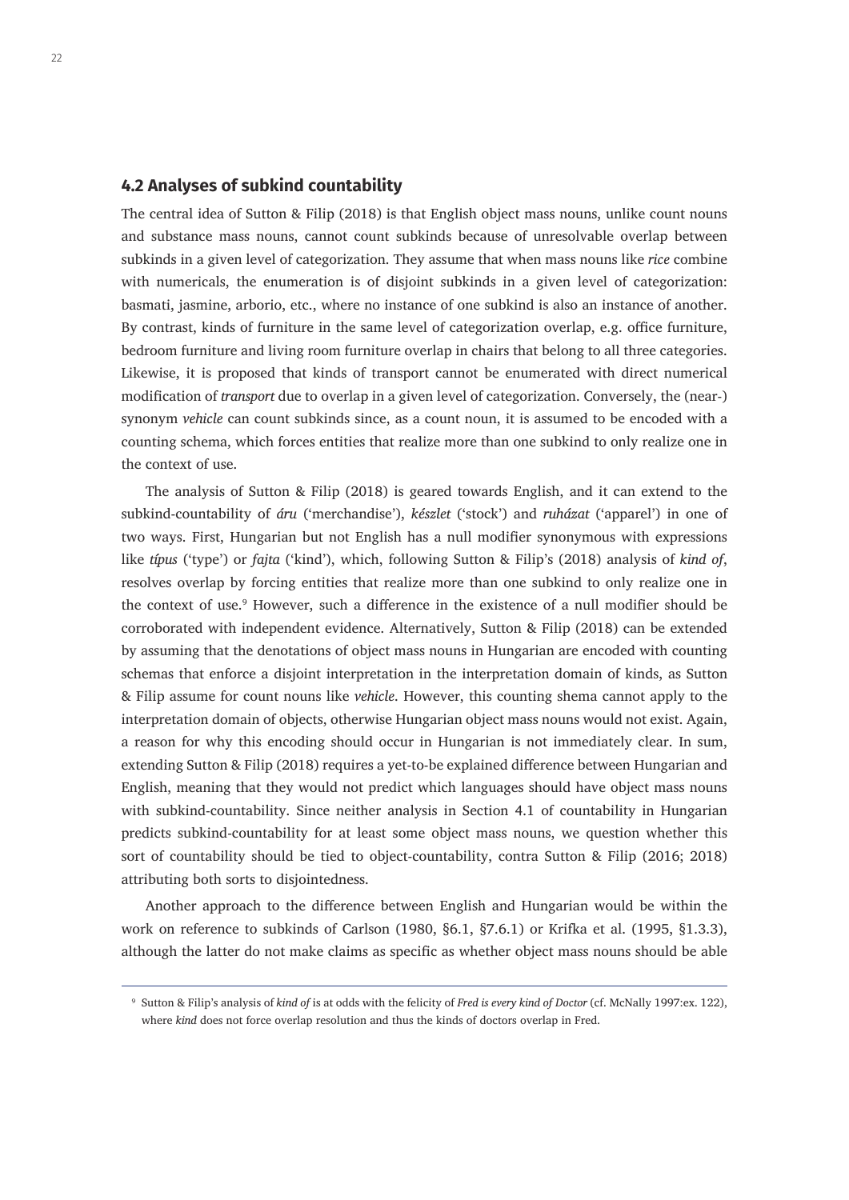## 4.2 Analyses of subkind countability

The central idea of Sutton & Filip (2018) is that English object mass nouns, unlike count nouns and substance mass nouns, cannot count subkinds because of unresolvable overlap between subkinds in a given level of categorization. They assume that when mass nouns like *rice* combine with numericals, the enumeration is of disjoint subkinds in a given level of categorization: basmati, jasmine, arborio, etc., where no instance of one subkind is also an instance of another. By contrast, kinds of furniture in the same level of categorization overlap, e.g. office furniture, bedroom furniture and living room furniture overlap in chairs that belong to all three categories. Likewise, it is proposed that kinds of transport cannot be enumerated with direct numerical modification of *transport* due to overlap in a given level of categorization. Conversely, the (near-) synonym *vehicle* can count subkinds since, as a count noun, it is assumed to be encoded with a counting schema, which forces entities that realize more than one subkind to only realize one in the context of use.

The analysis of Sutton & Filip (2018) is geared towards English, and it can extend to the subkind-countability of *áru* ('merchandise'), *készlet* ('stock') and *ruházat* ('apparel') in one of two ways. First, Hungarian but not English has a null modifier synonymous with expressions like *típus* ('type') or *fajta* ('kind'), which, following Sutton & Filip's (2018) analysis of *kind of*, resolves overlap by forcing entities that realize more than one subkind to only realize one in the context of use.[9] However, such a difference in the existence of a null modifier should be corroborated with independent evidence. Alternatively, Sutton & Filip (2018) can be extended by assuming that the denotations of object mass nouns in Hungarian are encoded with counting schemas that enforce a disjoint interpretation in the interpretation domain of kinds, as Sutton & Filip assume for count nouns like *vehicle*. However, this counting shema cannot apply to the interpretation domain of objects, otherwise Hungarian object mass nouns would not exist. Again, a reason for why this encoding should occur in Hungarian is not immediately clear. In sum, extending Sutton & Filip (2018) requires a yet-to-be explained difference between Hungarian and English, meaning that they would not predict which languages should have object mass nouns with subkind-countability. Since neither analysis in Section 4.1 of countability in Hungarian predicts subkind-countability for at least some object mass nouns, we question whether this sort of countability should be tied to object-countability, contra Sutton & Filip (2016; 2018) attributing both sorts to disjointedness.

Another approach to the difference between English and Hungarian would be within the work on reference to subkinds of Carlson (1980, §6.1, §7.6.1) or Krifka et al. (1995, §1.3.3), although the latter do not make claims as specific as whether object mass nouns should be able

[9] Sutton & Filip's analysis of *kind of* is at odds with the felicity of *Fred is every kind of Doctor* (cf. McNally 1997:ex. 122), where *kind* does not force overlap resolution and thus the kinds of doctors overlap in Fred.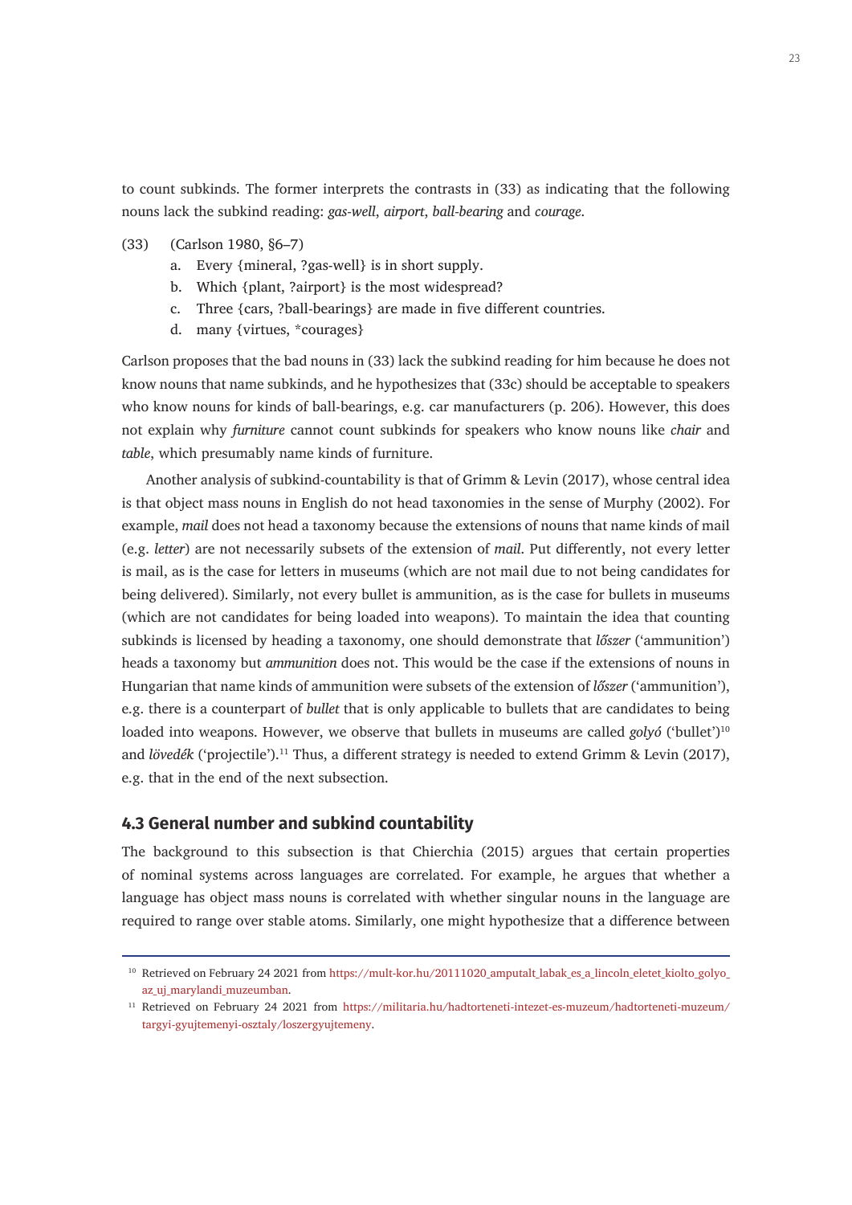to count subkinds. The former interprets the contrasts in (33) as indicating that the following nouns lack the subkind reading: *gas-well*, *airport*, *ball-bearing* and *courage*.

(33) (Carlson 1980, §6–7)

a. Every {mineral, ?gas-well} is in short supply.

b. Which {plant, ?airport} is the most widespread?

c. Three {cars, ?ball-bearings} are made in five different countries.

d. many {virtues, *courages}

Carlson proposes that the bad nouns in (33) lack the subkind reading for him because he does not know nouns that name subkinds, and he hypothesizes that (33c) should be acceptable to speakers who know nouns for kinds of ball-bearings, e.g. car manufacturers (p. 206). However, this does not explain why *furniture* cannot count subkinds for speakers who know nouns like *chair* and *table*, which presumably name kinds of furniture.

Another analysis of subkind-countability is that of Grimm & Levin (2017), whose central idea is that object mass nouns in English do not head taxonomies in the sense of Murphy (2002). For example, *mail* does not head a taxonomy because the extensions of nouns that name kinds of mail (e.g. *letter*) are not necessarily subsets of the extension of *mail*. Put differently, not every letter is mail, as is the case for letters in museums (which are not mail due to not being candidates for being delivered). Similarly, not every bullet is ammunition, as is the case for bullets in museums (which are not candidates for being loaded into weapons). To maintain the idea that counting subkinds is licensed by heading a taxonomy, one should demonstrate that *lőszer* ('ammunition') heads a taxonomy but *ammunition* does not. This would be the case if the extensions of nouns in Hungarian that name kinds of ammunition were subsets of the extension of *lőszer* ('ammunition'), e.g. there is a counterpart of *bullet* that is only applicable to bullets that are candidates to being loaded into weapons. However, we observe that bullets in museums are called *golyó* ('bullet')[10] and *lövedék* ('projectile').[11] Thus, a different strategy is needed to extend Grimm & Levin (2017), e.g. that in the end of the next subsection.

## 4.3 General number and subkind countability

The background to this subsection is that Chierchia (2015) argues that certain properties of nominal systems across languages are correlated. For example, he argues that whether a language has object mass nouns is correlated with whether singular nouns in the language are required to range over stable atoms. Similarly, one might hypothesize that a difference between

---

[10] Retrieved on February 24 2021 from https://mult-kor.hu/20111020_amputalt_labak_es_a_lincoln_eletet_kiolto_golyo_az_uj_marylandi_muzeumban.

[11] Retrieved on February 24 2021 from https://militaria.hu/hadtorteneti-intezet-es-muzeum/hadtorteneti-muzeum/targyi-gyujtemenyi-osztaly/loszergyujtemeny.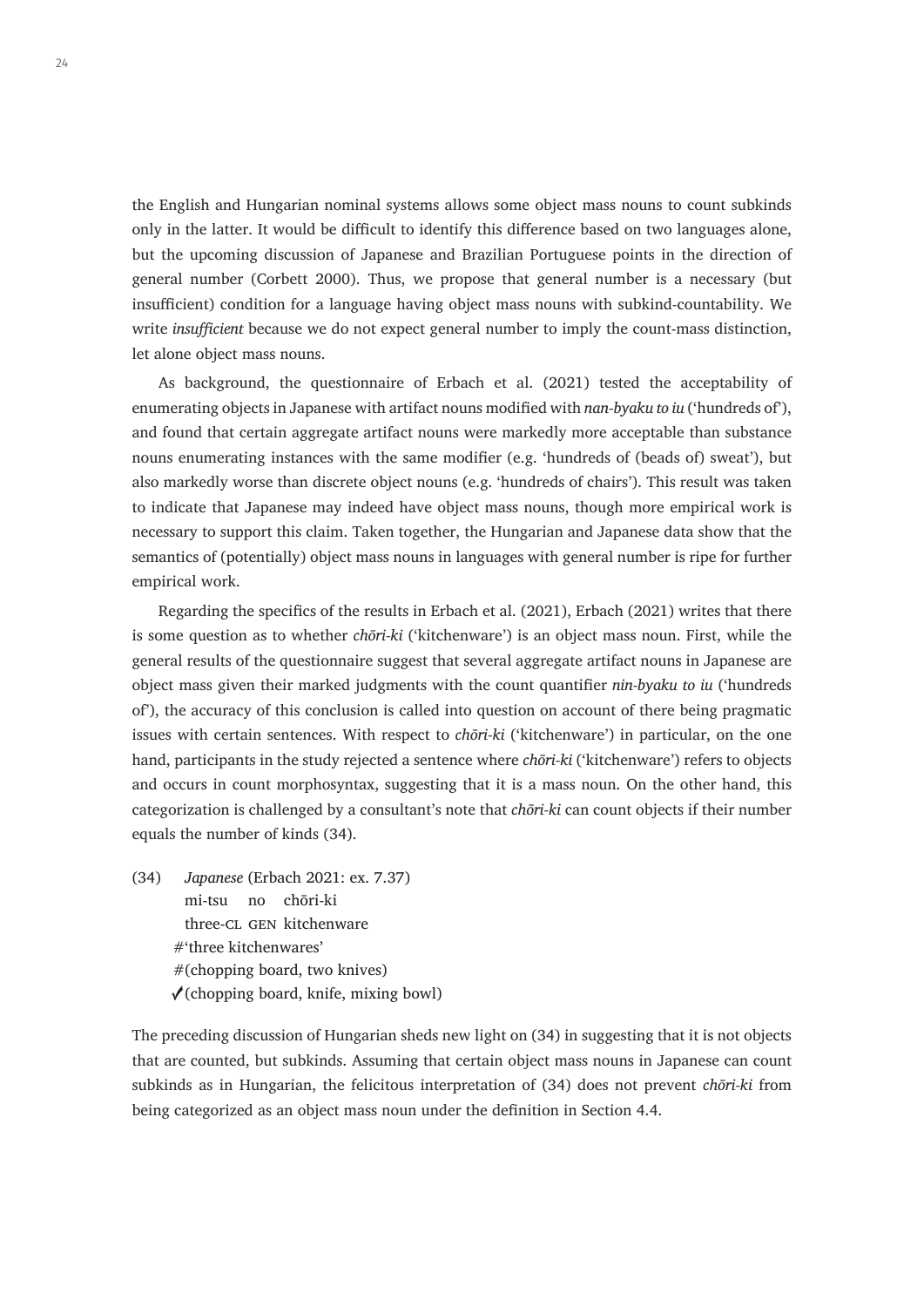the English and Hungarian nominal systems allows some object mass nouns to count subkinds only in the latter. It would be difficult to identify this difference based on two languages alone, but the upcoming discussion of Japanese and Brazilian Portuguese points in the direction of general number (Corbett 2000). Thus, we propose that general number is a necessary (but insufficient) condition for a language having object mass nouns with subkind-countability. We write *insufficient* because we do not expect general number to imply the count-mass distinction, let alone object mass nouns.

As background, the questionnaire of Erbach et al. (2021) tested the acceptability of enumerating objects in Japanese with artifact nouns modified with *nan-byaku to iu* ('hundreds of'), and found that certain aggregate artifact nouns were markedly more acceptable than substance nouns enumerating instances with the same modifier (e.g. 'hundreds of (beads of) sweat'), but also markedly worse than discrete object nouns (e.g. 'hundreds of chairs'). This result was taken to indicate that Japanese may indeed have object mass nouns, though more empirical work is necessary to support this claim. Taken together, the Hungarian and Japanese data show that the semantics of (potentially) object mass nouns in languages with general number is ripe for further empirical work.

Regarding the specifics of the results in Erbach et al. (2021), Erbach (2021) writes that there is some question as to whether *chōri-ki* ('kitchenware') is an object mass noun. First, while the general results of the questionnaire suggest that several aggregate artifact nouns in Japanese are object mass given their marked judgments with the count quantifier *nin-byaku to iu* ('hundreds of'), the accuracy of this conclusion is called into question on account of there being pragmatic issues with certain sentences. With respect to *chōri-ki* ('kitchenware') in particular, on the one hand, participants in the study rejected a sentence where *chōri-ki* ('kitchenware') refers to objects and occurs in count morphosyntax, suggesting that it is a mass noun. On the other hand, this categorization is challenged by a consultant's note that *chōri-ki* can count objects if their number equals the number of kinds (34).

(34) *Japanese* (Erbach 2021: ex. 7.37)
  mi-tsu no chōri-ki
  three-CL GEN kitchenware
  #'three kitchenwares'
  #(chopping board, two knives)
  ✓(chopping board, knife, mixing bowl)

The preceding discussion of Hungarian sheds new light on (34) in suggesting that it is not objects that are counted, but subkinds. Assuming that certain object mass nouns in Japanese can count subkinds as in Hungarian, the felicitous interpretation of (34) does not prevent *chōri-ki* from being categorized as an object mass noun under the definition in Section 4.4.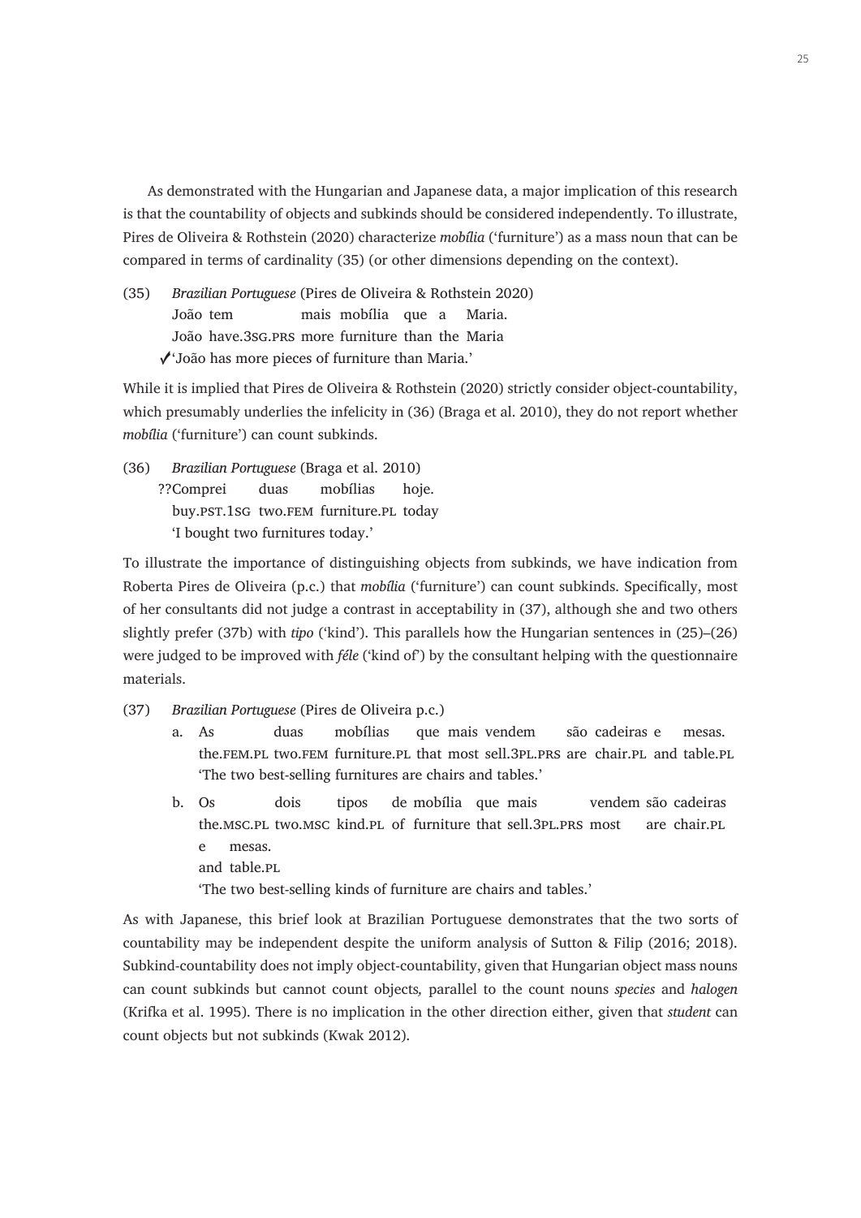As demonstrated with the Hungarian and Japanese data, a major implication of this research is that the countability of objects and subkinds should be considered independently. To illustrate, Pires de Oliveira & Rothstein (2020) characterize *mobília* ('furniture') as a mass noun that can be compared in terms of cardinality (35) (or other dimensions depending on the context).

(35) *Brazilian Portuguese* (Pires de Oliveira & Rothstein 2020)
João tem mais mobília que a Maria.
João have.3SG.PRS more furniture than the Maria
✓'João has more pieces of furniture than Maria.'

While it is implied that Pires de Oliveira & Rothstein (2020) strictly consider object-countability, which presumably underlies the infelicity in (36) (Braga et al. 2010), they do not report whether *mobília* ('furniture') can count subkinds.

(36) *Brazilian Portuguese* (Braga et al. 2010)
??Comprei duas mobílias hoje.
buy.PST.1SG two.FEM furniture.PL today
'I bought two furnitures today.'

To illustrate the importance of distinguishing objects from subkinds, we have indication from Roberta Pires de Oliveira (p.c.) that *mobília* ('furniture') can count subkinds. Specifically, most of her consultants did not judge a contrast in acceptability in (37), although she and two others slightly prefer (37b) with *tipo* ('kind'). This parallels how the Hungarian sentences in (25)–(26) were judged to be improved with *féle* ('kind of') by the consultant helping with the questionnaire materials.

(37) *Brazilian Portuguese* (Pires de Oliveira p.c.)
a. As duas mobílias que mais vendem são cadeiras e mesas.
the.FEM.PL two.FEM furniture.PL that most sell.3PL.PRS are chair.PL and table.PL
'The two best-selling furnitures are chairs and tables.'

b. Os dois tipos de mobília que mais vendem são cadeiras e mesas.
the.MSC.PL two.MSC kind.PL of furniture that sell.3PL.PRS most are chair.PL and table.PL
'The two best-selling kinds of furniture are chairs and tables.'

As with Japanese, this brief look at Brazilian Portuguese demonstrates that the two sorts of countability may be independent despite the uniform analysis of Sutton & Filip (2016; 2018). Subkind-countability does not imply object-countability, given that Hungarian object mass nouns can count subkinds but cannot count objects, parallel to the count nouns *species* and *halogen* (Krifka et al. 1995). There is no implication in the other direction either, given that *student* can count objects but not subkinds (Kwak 2012).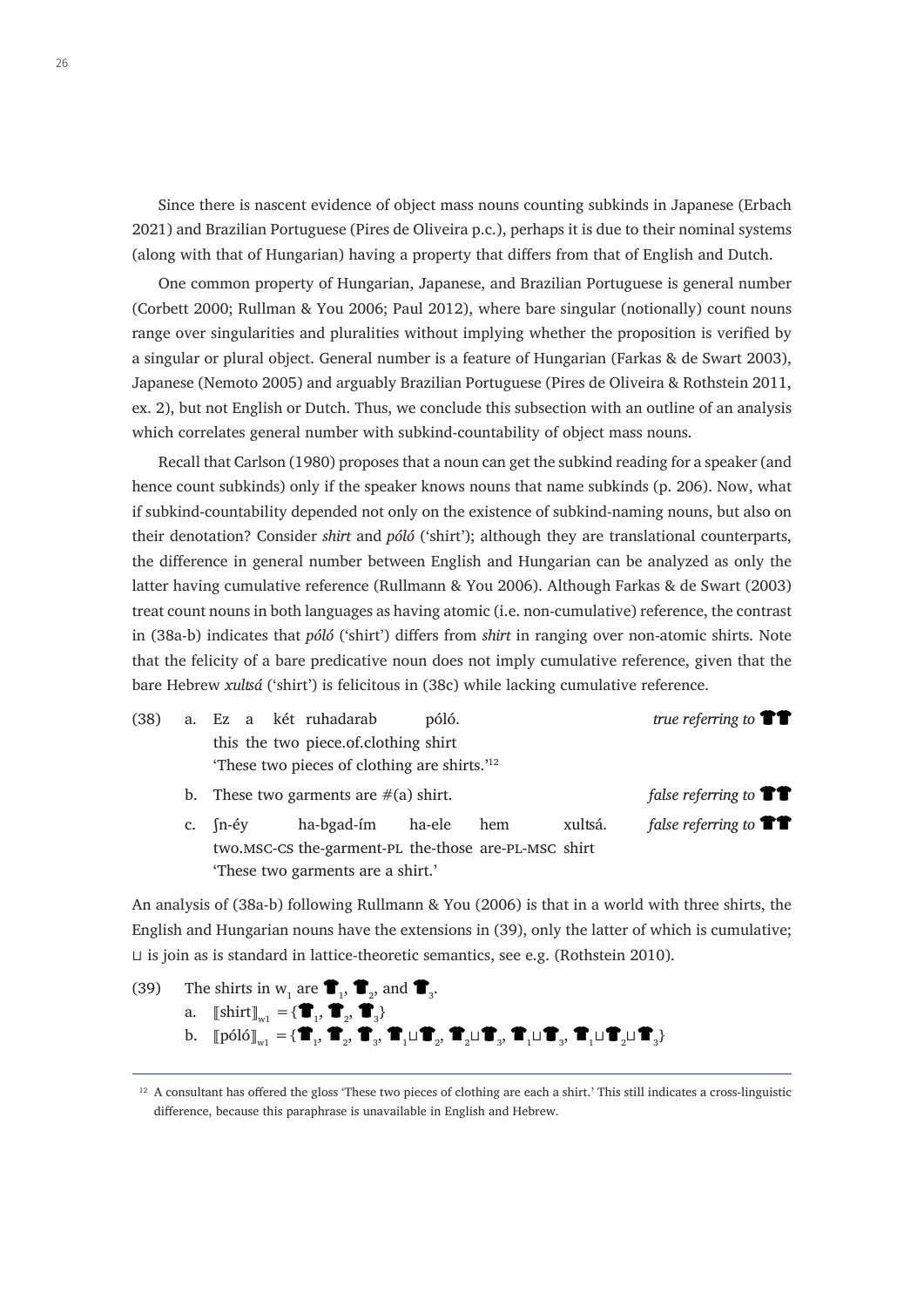Since there is nascent evidence of object mass nouns counting subkinds in Japanese (Erbach 2021) and Brazilian Portuguese (Pires de Oliveira p.c.), perhaps it is due to their nominal systems (along with that of Hungarian) having a property that differs from that of English and Dutch.

One common property of Hungarian, Japanese, and Brazilian Portuguese is general number (Corbett 2000; Rullman & You 2006; Paul 2012), where bare singular (notionally) count nouns range over singularities and pluralities without implying whether the proposition is verified by a singular or plural object. General number is a feature of Hungarian (Farkas & de Swart 2003), Japanese (Nemoto 2005) and arguably Brazilian Portuguese (Pires de Oliveira & Rothstein 2011, ex. 2), but not English or Dutch. Thus, we conclude this subsection with an outline of an analysis which correlates general number with subkind-countability of object mass nouns.

Recall that Carlson (1980) proposes that a noun can get the subkind reading for a speaker (and hence count subkinds) only if the speaker knows nouns that name subkinds (p. 206). Now, what if subkind-countability depended not only on the existence of subkind-naming nouns, but also on their denotation? Consider *shirt* and *póló* ('shirt'); although they are translational counterparts, the difference in general number between English and Hungarian can be analyzed as only the latter having cumulative reference (Rullmann & You 2006). Although Farkas & de Swart (2003) treat count nouns in both languages as having atomic (i.e. non-cumulative) reference, the contrast in (38a-b) indicates that *póló* ('shirt') differs from *shirt* in ranging over non-atomic shirts. Note that the felicity of a bare predicative noun does not imply cumulative reference, given that the bare Hebrew *xultsá* ('shirt') is felicitous in (38c) while lacking cumulative reference.

(38) a. Ez a két ruhadarab póló. *true referring to* 👕👕
this the two piece.of.clothing shirt
'These two pieces of clothing are shirts.'[12]

b. These two garments are #(a) shirt. *false referring to* 👕👕

c. ʃn-éy ha-bgad-ím ha-ele hem xultsá. *false referring to* 👕👕
two.MSC-CS the-garment-PL the-those are-PL-MSC shirt
'These two garments are a shirt.'

An analysis of (38a-b) following Rullmann & You (2006) is that in a world with three shirts, the English and Hungarian nouns have the extensions in (39), only the latter of which is cumulative; ⊔ is join as is standard in lattice-theoretic semantics, see e.g. (Rothstein 2010).

(39) The shirts in $w_1$ are 👕$_1$, 👕$_2$, and 👕$_3$.

a. $[\![\text{shirt}]\!]_{w1}$ = {👕$_1$, 👕$_2$, 👕$_3$}

b. $[\![\text{póló}]\!]_{w1}$ = {👕$_1$, 👕$_2$, 👕$_3$, 👕$_1$⊔👕$_2$, 👕$_2$⊔👕$_3$, 👕$_1$⊔👕$_3$, 👕$_1$⊔👕$_2$⊔👕$_3$}

---

[12] A consultant has offered the gloss 'These two pieces of clothing are each a shirt.' This still indicates a cross-linguistic difference, because this paraphrase is unavailable in English and Hebrew.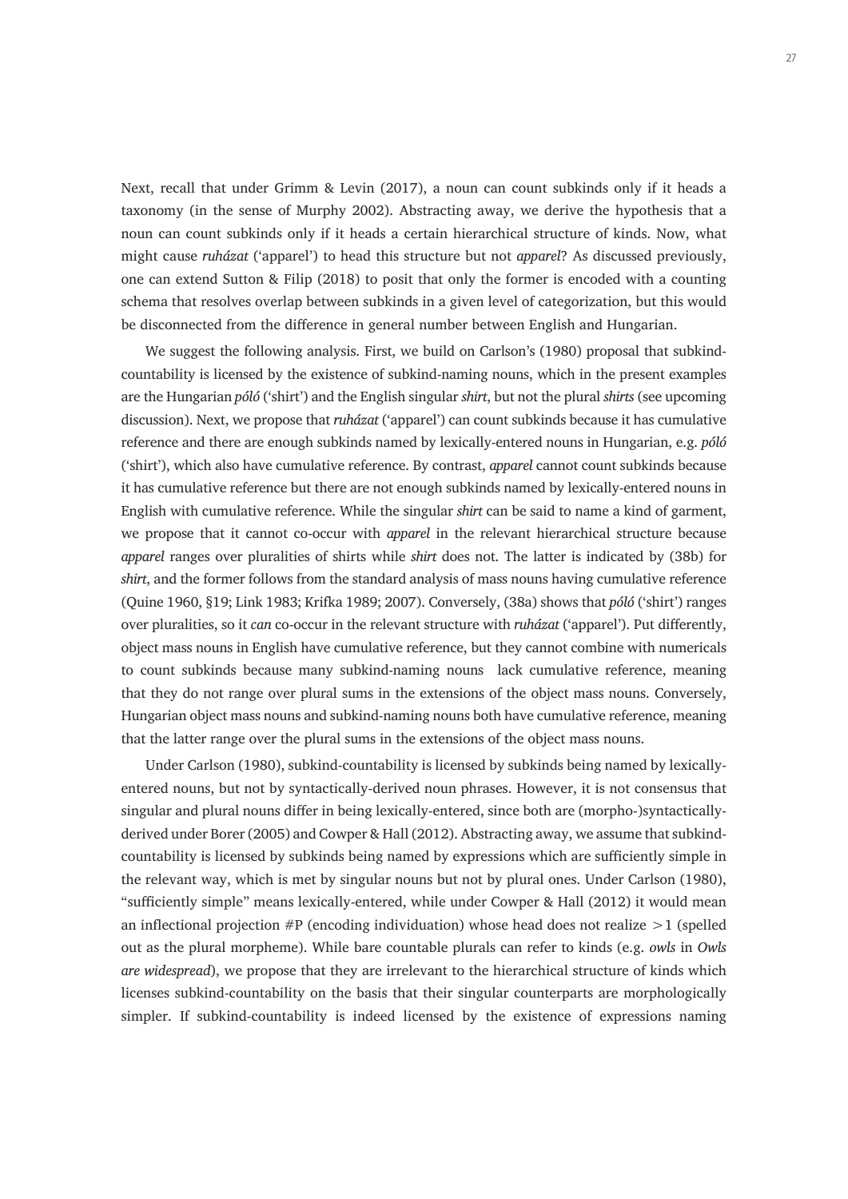Next, recall that under Grimm & Levin (2017), a noun can count subkinds only if it heads a taxonomy (in the sense of Murphy 2002). Abstracting away, we derive the hypothesis that a noun can count subkinds only if it heads a certain hierarchical structure of kinds. Now, what might cause *ruházat* ('apparel') to head this structure but not *apparel*? As discussed previously, one can extend Sutton & Filip (2018) to posit that only the former is encoded with a counting schema that resolves overlap between subkinds in a given level of categorization, but this would be disconnected from the difference in general number between English and Hungarian.

We suggest the following analysis. First, we build on Carlson's (1980) proposal that subkind-countability is licensed by the existence of subkind-naming nouns, which in the present examples are the Hungarian *póló* ('shirt') and the English singular *shirt*, but not the plural *shirts* (see upcoming discussion). Next, we propose that *ruházat* ('apparel') can count subkinds because it has cumulative reference and there are enough subkinds named by lexically-entered nouns in Hungarian, e.g. *póló* ('shirt'), which also have cumulative reference. By contrast, *apparel* cannot count subkinds because it has cumulative reference but there are not enough subkinds named by lexically-entered nouns in English with cumulative reference. While the singular *shirt* can be said to name a kind of garment, we propose that it cannot co-occur with *apparel* in the relevant hierarchical structure because *apparel* ranges over pluralities of shirts while *shirt* does not. The latter is indicated by (38b) for *shirt*, and the former follows from the standard analysis of mass nouns having cumulative reference (Quine 1960, §19; Link 1983; Krifka 1989; 2007). Conversely, (38a) shows that *póló* ('shirt') ranges over pluralities, so it *can* co-occur in the relevant structure with *ruházat* ('apparel'). Put differently, object mass nouns in English have cumulative reference, but they cannot combine with numericals to count subkinds because many subkind-naming nouns lack cumulative reference, meaning that they do not range over plural sums in the extensions of the object mass nouns. Conversely, Hungarian object mass nouns and subkind-naming nouns both have cumulative reference, meaning that the latter range over the plural sums in the extensions of the object mass nouns.

Under Carlson (1980), subkind-countability is licensed by subkinds being named by lexically-entered nouns, but not by syntactically-derived noun phrases. However, it is not consensus that singular and plural nouns differ in being lexically-entered, since both are (morpho-)syntactically-derived under Borer (2005) and Cowper & Hall (2012). Abstracting away, we assume that subkind-countability is licensed by subkinds being named by expressions which are sufficiently simple in the relevant way, which is met by singular nouns but not by plural ones. Under Carlson (1980), "sufficiently simple" means lexically-entered, while under Cowper & Hall (2012) it would mean an inflectional projection #P (encoding individuation) whose head does not realize $>1$ (spelled out as the plural morpheme). While bare countable plurals can refer to kinds (e.g. *owls* in *Owls are widespread*), we propose that they are irrelevant to the hierarchical structure of kinds which licenses subkind-countability on the basis that their singular counterparts are morphologically simpler. If subkind-countability is indeed licensed by the existence of expressions naming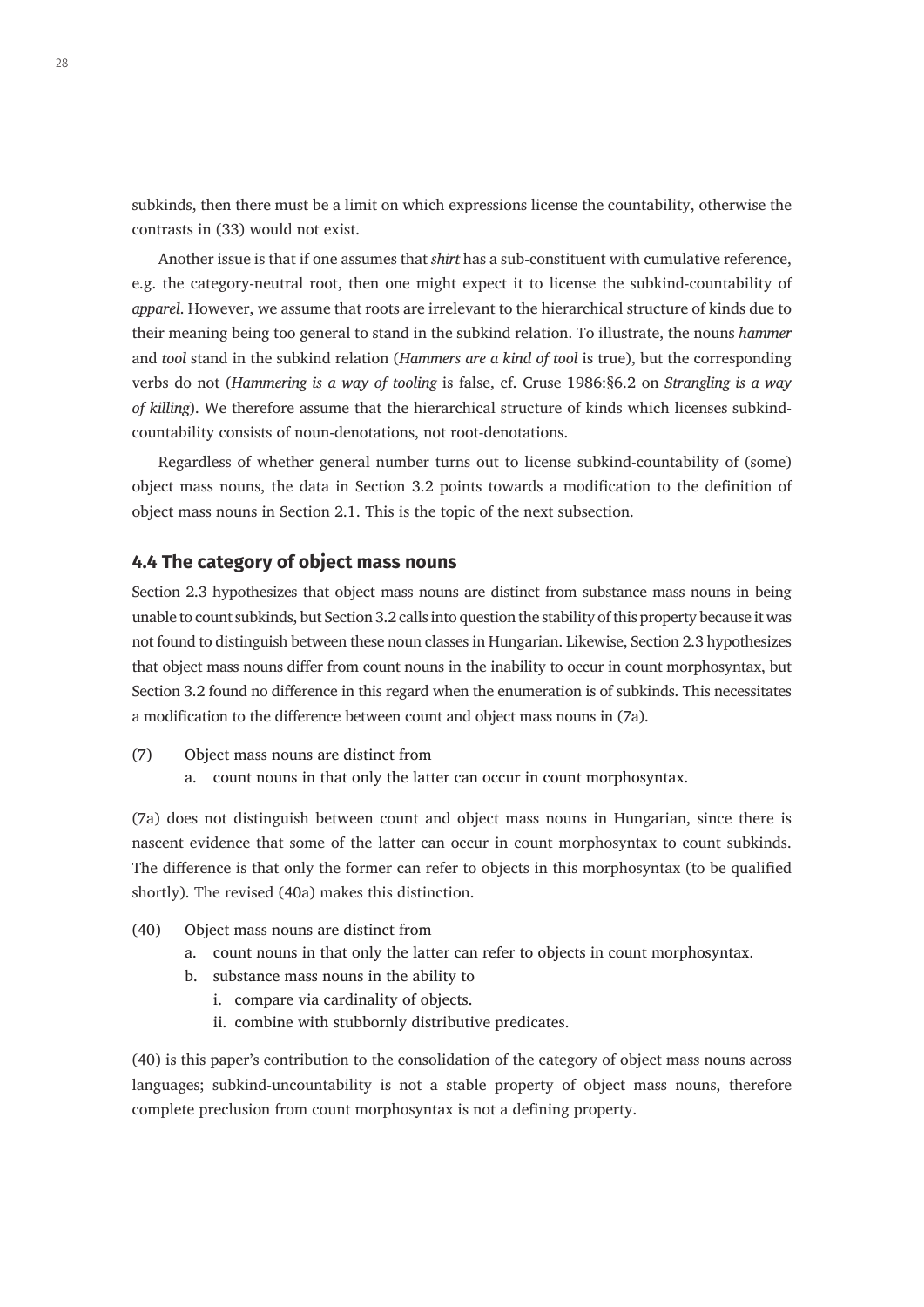subkinds, then there must be a limit on which expressions license the countability, otherwise the contrasts in (33) would not exist.

Another issue is that if one assumes that *shirt* has a sub-constituent with cumulative reference, e.g. the category-neutral root, then one might expect it to license the subkind-countability of *apparel*. However, we assume that roots are irrelevant to the hierarchical structure of kinds due to their meaning being too general to stand in the subkind relation. To illustrate, the nouns *hammer* and *tool* stand in the subkind relation (*Hammers are a kind of tool* is true), but the corresponding verbs do not (*Hammering is a way of tooling* is false, cf. Cruse 1986:§6.2 on *Strangling is a way of killing*). We therefore assume that the hierarchical structure of kinds which licenses subkind-countability consists of noun-denotations, not root-denotations.

Regardless of whether general number turns out to license subkind-countability of (some) object mass nouns, the data in Section 3.2 points towards a modification to the definition of object mass nouns in Section 2.1. This is the topic of the next subsection.

### 4.4 The category of object mass nouns

Section 2.3 hypothesizes that object mass nouns are distinct from substance mass nouns in being unable to count subkinds, but Section 3.2 calls into question the stability of this property because it was not found to distinguish between these noun classes in Hungarian. Likewise, Section 2.3 hypothesizes that object mass nouns differ from count nouns in the inability to occur in count morphosyntax, but Section 3.2 found no difference in this regard when the enumeration is of subkinds. This necessitates a modification to the difference between count and object mass nouns in (7a).

(7) Object mass nouns are distinct from
 a. count nouns in that only the latter can occur in count morphosyntax.

(7a) does not distinguish between count and object mass nouns in Hungarian, since there is nascent evidence that some of the latter can occur in count morphosyntax to count subkinds. The difference is that only the former can refer to objects in this morphosyntax (to be qualified shortly). The revised (40a) makes this distinction.

(40) Object mass nouns are distinct from
 a. count nouns in that only the latter can refer to objects in count morphosyntax.
 b. substance mass nouns in the ability to
  i. compare via cardinality of objects.
  ii. combine with stubbornly distributive predicates.

(40) is this paper's contribution to the consolidation of the category of object mass nouns across languages; subkind-uncountability is not a stable property of object mass nouns, therefore complete preclusion from count morphosyntax is not a defining property.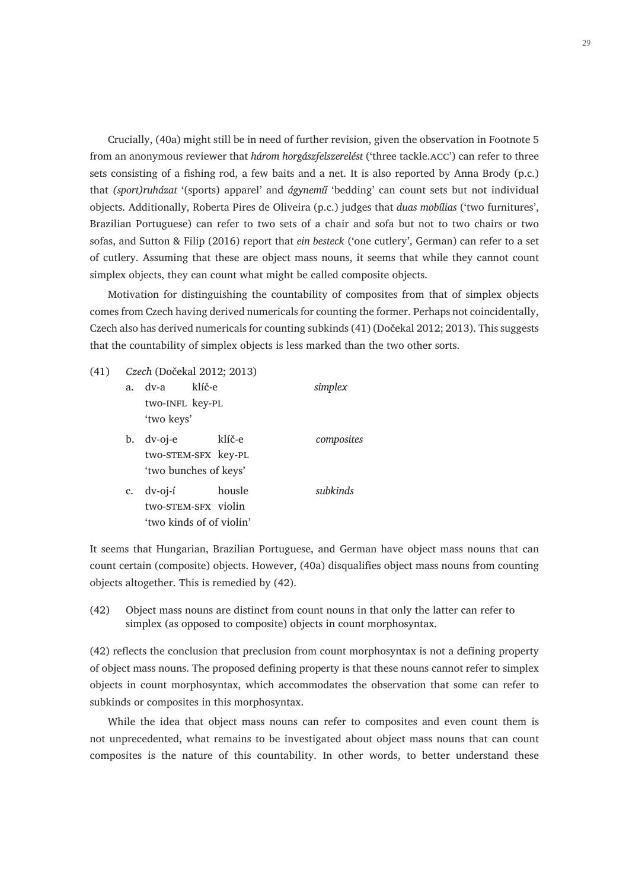Crucially, (40a) might still be in need of further revision, given the observation in Footnote 5 from an anonymous reviewer that *három horgászfelszerelést* ('three tackle.ACC') can refer to three sets consisting of a fishing rod, a few baits and a net. It is also reported by Anna Brody (p.c.) that *(sport)ruházat* '(sports) apparel' and *ágynemű* 'bedding' can count sets but not individual objects. Additionally, Roberta Pires de Oliveira (p.c.) judges that *duas mobílias* ('two furnitures', Brazilian Portuguese) can refer to two sets of a chair and sofa but not to two chairs or two sofas, and Sutton & Filip (2016) report that *ein besteck* ('one cutlery', German) can refer to a set of cutlery. Assuming that these are object mass nouns, it seems that while they cannot count simplex objects, they can count what might be called composite objects.

Motivation for distinguishing the countability of composites from that of simplex objects comes from Czech having derived numericals for counting the former. Perhaps not coincidentally, Czech also has derived numericals for counting subkinds (41) (Dočekal 2012; 2013). This suggests that the countability of simplex objects is less marked than the two other sorts.

(41) *Czech* (Dočekal 2012; 2013)

a. dv-a klíč-e — *simplex*
   two-INFL key-PL
   'two keys'

b. dv-oj-e klíč-e — *composites*
   two-STEM-SFX key-PL
   'two bunches of keys'

c. dv-oj-í housle — *subkinds*
   two-STEM-SFX violin
   'two kinds of of violin'

It seems that Hungarian, Brazilian Portuguese, and German have object mass nouns that can count certain (composite) objects. However, (40a) disqualifies object mass nouns from counting objects altogether. This is remedied by (42).

(42) Object mass nouns are distinct from count nouns in that only the latter can refer to simplex (as opposed to composite) objects in count morphosyntax.

(42) reflects the conclusion that preclusion from count morphosyntax is not a defining property of object mass nouns. The proposed defining property is that these nouns cannot refer to simplex objects in count morphosyntax, which accommodates the observation that some can refer to subkinds or composites in this morphosyntax.

While the idea that object mass nouns can refer to composites and even count them is not unprecedented, what remains to be investigated about object mass nouns that can count composites is the nature of this countability. In other words, to better understand these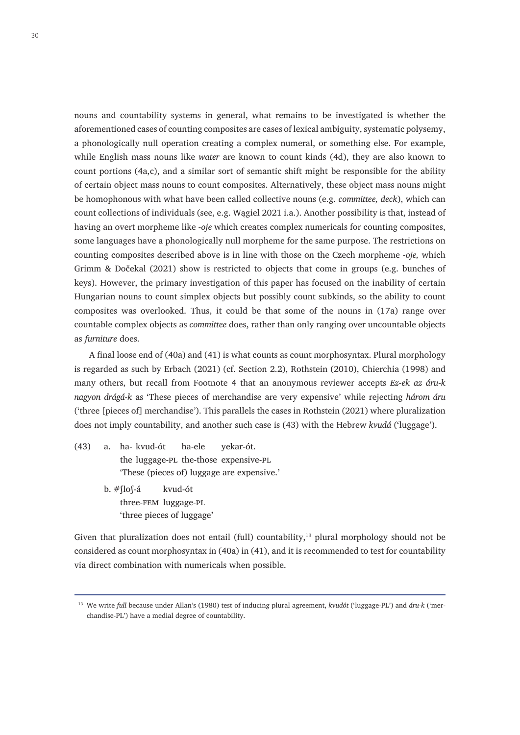nouns and countability systems in general, what remains to be investigated is whether the aforementioned cases of counting composites are cases of lexical ambiguity, systematic polysemy, a phonologically null operation creating a complex numeral, or something else. For example, while English mass nouns like *water* are known to count kinds (4d), they are also known to count portions (4a,c), and a similar sort of semantic shift might be responsible for the ability of certain object mass nouns to count composites. Alternatively, these object mass nouns might be homophonous with what have been called collective nouns (e.g. *committee, deck*), which can count collections of individuals (see, e.g. Wągiel 2021 i.a.). Another possibility is that, instead of having an overt morpheme like *-oje* which creates complex numericals for counting composites, some languages have a phonologically null morpheme for the same purpose. The restrictions on counting composites described above is in line with those on the Czech morpheme *-oje,* which Grimm & Dočekal (2021) show is restricted to objects that come in groups (e.g. bunches of keys). However, the primary investigation of this paper has focused on the inability of certain Hungarian nouns to count simplex objects but possibly count subkinds, so the ability to count composites was overlooked. Thus, it could be that some of the nouns in (17a) range over countable complex objects as *committee* does, rather than only ranging over uncountable objects as *furniture* does.

A final loose end of (40a) and (41) is what counts as count morphosyntax. Plural morphology is regarded as such by Erbach (2021) (cf. Section 2.2), Rothstein (2010), Chierchia (1998) and many others, but recall from Footnote 4 that an anonymous reviewer accepts *Ez-ek az áru-k nagyon drágá-k* as 'These pieces of merchandise are very expensive' while rejecting *három áru* ('three [pieces of] merchandise'). This parallels the cases in Rothstein (2021) where pluralization does not imply countability, and another such case is (43) with the Hebrew *kvudá* ('luggage').

(43) a. ha- kvud-ót ha-ele yekar-ót.
the luggage-PL the-those expensive-PL
'These (pieces of) luggage are expensive.'

b. #ʃloʃ-á kvud-ót
three-FEM luggage-PL
'three pieces of luggage'

Given that pluralization does not entail (full) countability,[13] plural morphology should not be considered as count morphosyntax in (40a) in (41), and it is recommended to test for countability via direct combination with numericals when possible.

[13] We write *full* because under Allan's (1980) test of inducing plural agreement, *kvudót* ('luggage-PL') and *áru-k* ('merchandise-PL') have a medial degree of countability.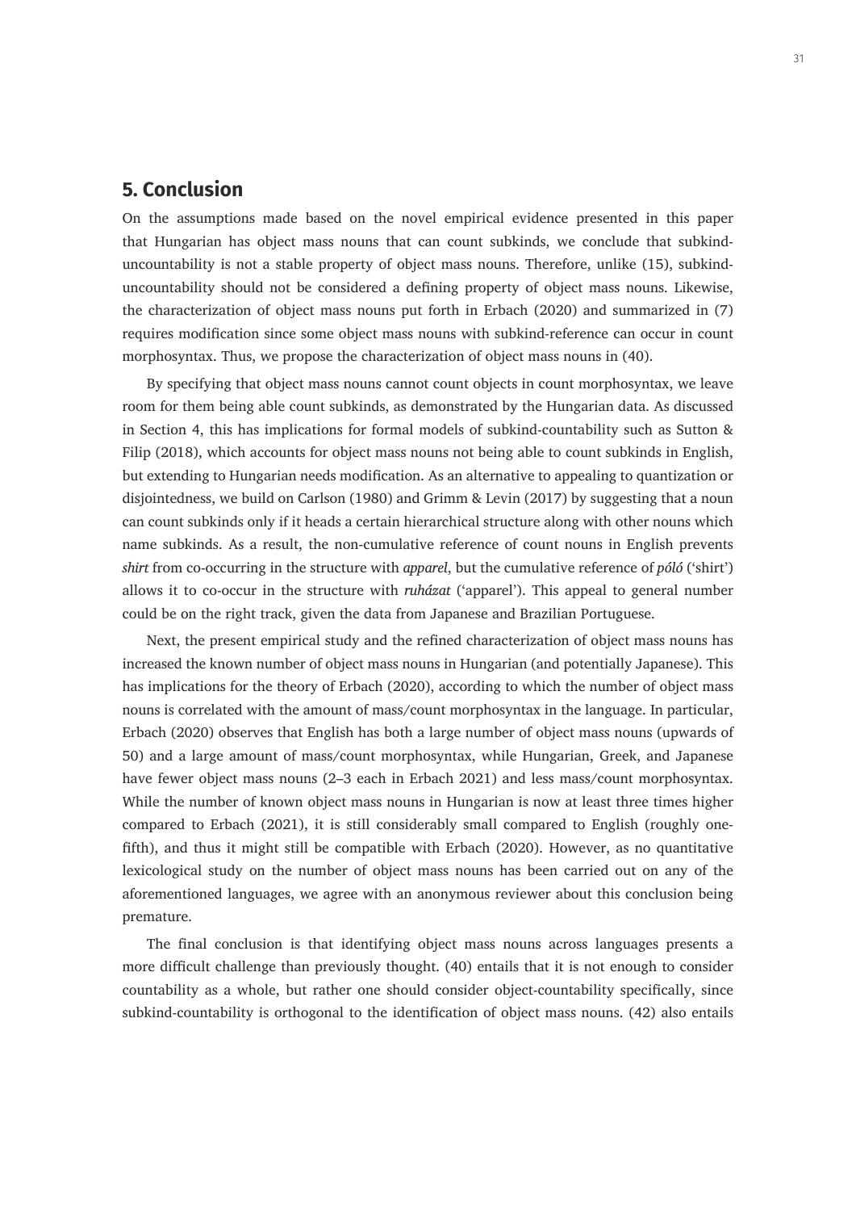## 5. Conclusion

On the assumptions made based on the novel empirical evidence presented in this paper that Hungarian has object mass nouns that can count subkinds, we conclude that subkind-uncountability is not a stable property of object mass nouns. Therefore, unlike (15), subkind-uncountability should not be considered a defining property of object mass nouns. Likewise, the characterization of object mass nouns put forth in Erbach (2020) and summarized in (7) requires modification since some object mass nouns with subkind-reference can occur in count morphosyntax. Thus, we propose the characterization of object mass nouns in (40).

By specifying that object mass nouns cannot count objects in count morphosyntax, we leave room for them being able count subkinds, as demonstrated by the Hungarian data. As discussed in Section 4, this has implications for formal models of subkind-countability such as Sutton & Filip (2018), which accounts for object mass nouns not being able to count subkinds in English, but extending to Hungarian needs modification. As an alternative to appealing to quantization or disjointedness, we build on Carlson (1980) and Grimm & Levin (2017) by suggesting that a noun can count subkinds only if it heads a certain hierarchical structure along with other nouns which name subkinds. As a result, the non-cumulative reference of count nouns in English prevents *shirt* from co-occurring in the structure with *apparel*, but the cumulative reference of *póló* ('shirt') allows it to co-occur in the structure with *ruházat* ('apparel'). This appeal to general number could be on the right track, given the data from Japanese and Brazilian Portuguese.

Next, the present empirical study and the refined characterization of object mass nouns has increased the known number of object mass nouns in Hungarian (and potentially Japanese). This has implications for the theory of Erbach (2020), according to which the number of object mass nouns is correlated with the amount of mass/count morphosyntax in the language. In particular, Erbach (2020) observes that English has both a large number of object mass nouns (upwards of 50) and a large amount of mass/count morphosyntax, while Hungarian, Greek, and Japanese have fewer object mass nouns (2–3 each in Erbach 2021) and less mass/count morphosyntax. While the number of known object mass nouns in Hungarian is now at least three times higher compared to Erbach (2021), it is still considerably small compared to English (roughly one-fifth), and thus it might still be compatible with Erbach (2020). However, as no quantitative lexicological study on the number of object mass nouns has been carried out on any of the aforementioned languages, we agree with an anonymous reviewer about this conclusion being premature.

The final conclusion is that identifying object mass nouns across languages presents a more difficult challenge than previously thought. (40) entails that it is not enough to consider countability as a whole, but rather one should consider object-countability specifically, since subkind-countability is orthogonal to the identification of object mass nouns. (42) also entails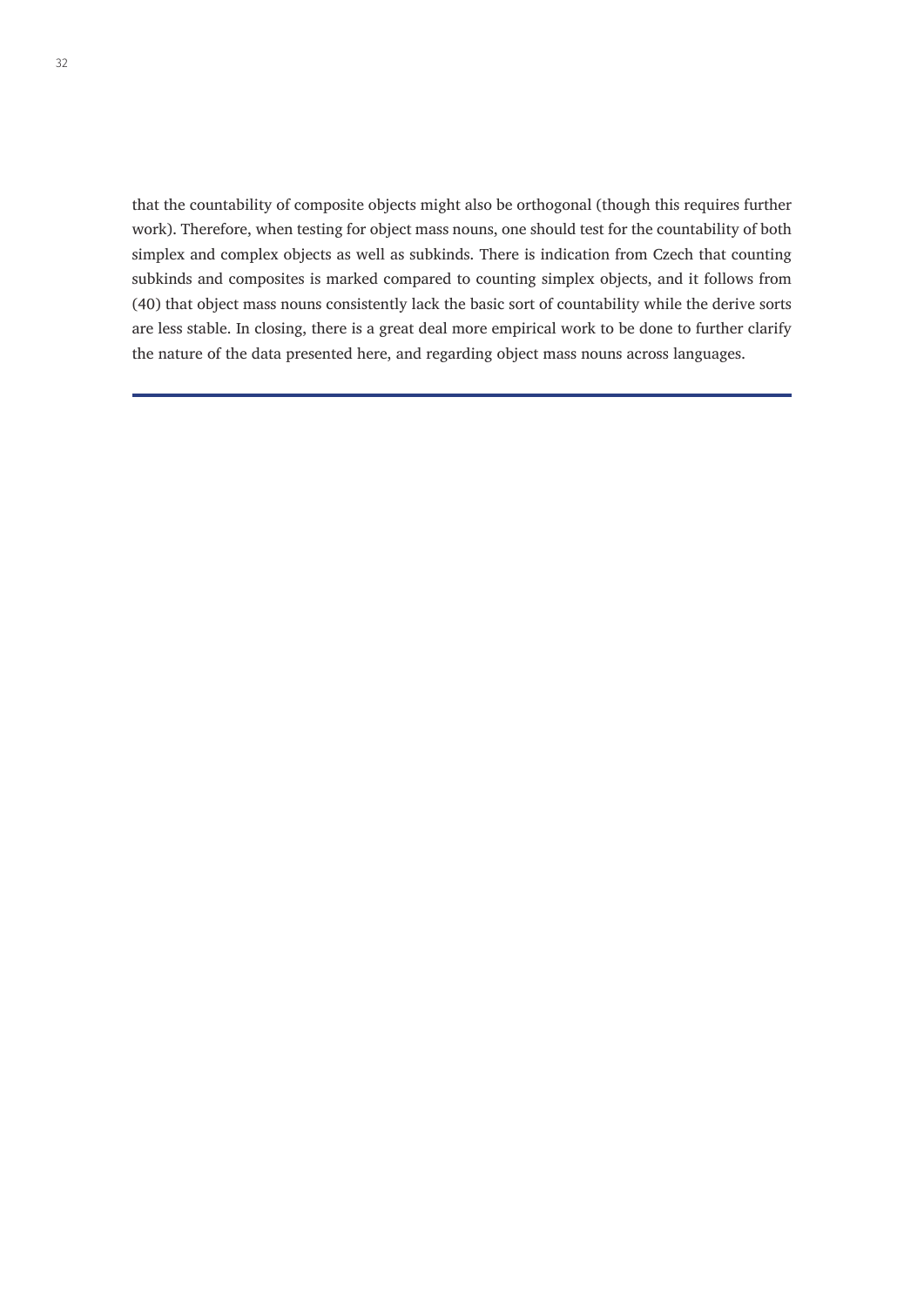that the countability of composite objects might also be orthogonal (though this requires further work). Therefore, when testing for object mass nouns, one should test for the countability of both simplex and complex objects as well as subkinds. There is indication from Czech that counting subkinds and composites is marked compared to counting simplex objects, and it follows from (40) that object mass nouns consistently lack the basic sort of countability while the derive sorts are less stable. In closing, there is a great deal more empirical work to be done to further clarify the nature of the data presented here, and regarding object mass nouns across languages.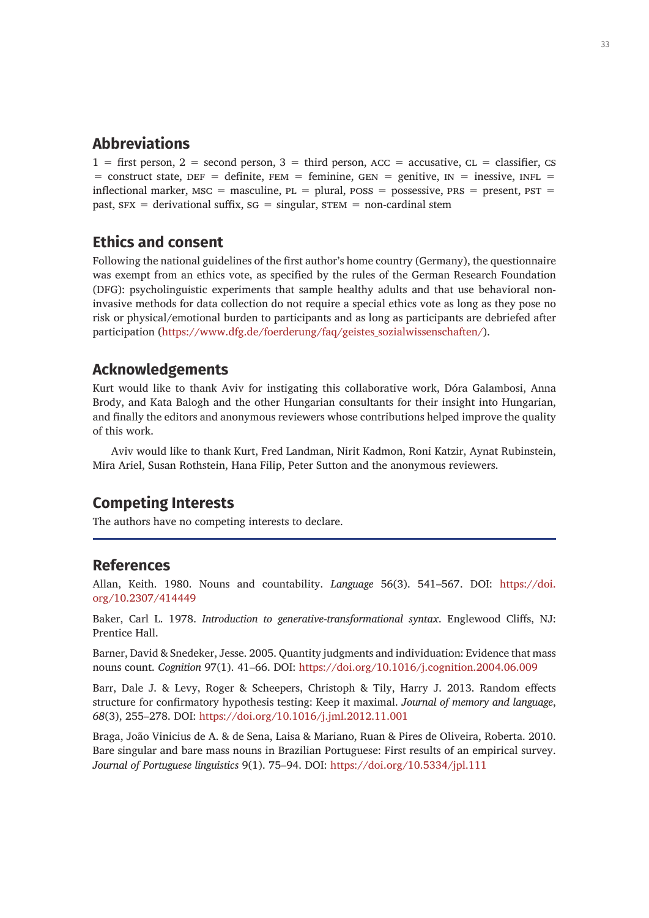## Abbreviations

1 = first person, 2 = second person, 3 = third person, ACC = accusative, CL = classifier, CS = construct state, DEF = definite, FEM = feminine, GEN = genitive, IN = inessive, INFL = inflectional marker, MSC = masculine, PL = plural, POSS = possessive, PRS = present, PST = past, SFX = derivational suffix, SG = singular, STEM = non-cardinal stem

## Ethics and consent

Following the national guidelines of the first author's home country (Germany), the questionnaire was exempt from an ethics vote, as specified by the rules of the German Research Foundation (DFG): psycholinguistic experiments that sample healthy adults and that use behavioral non-invasive methods for data collection do not require a special ethics vote as long as they pose no risk or physical/emotional burden to participants and as long as participants are debriefed after participation (https://www.dfg.de/foerderung/faq/geistes_sozialwissenschaften/).

## Acknowledgements

Kurt would like to thank Aviv for instigating this collaborative work, Dóra Galambosi, Anna Brody, and Kata Balogh and the other Hungarian consultants for their insight into Hungarian, and finally the editors and anonymous reviewers whose contributions helped improve the quality of this work.

Aviv would like to thank Kurt, Fred Landman, Nirit Kadmon, Roni Katzir, Aynat Rubinstein, Mira Ariel, Susan Rothstein, Hana Filip, Peter Sutton and the anonymous reviewers.

## Competing Interests

The authors have no competing interests to declare.

## References

Allan, Keith. 1980. Nouns and countability. *Language* 56(3). 541–567. DOI: https://doi.org/10.2307/414449

Baker, Carl L. 1978. *Introduction to generative-transformational syntax*. Englewood Cliffs, NJ: Prentice Hall.

Barner, David & Snedeker, Jesse. 2005. Quantity judgments and individuation: Evidence that mass nouns count. *Cognition* 97(1). 41–66. DOI: https://doi.org/10.1016/j.cognition.2004.06.009

Barr, Dale J. & Levy, Roger & Scheepers, Christoph & Tily, Harry J. 2013. Random effects structure for confirmatory hypothesis testing: Keep it maximal. *Journal of memory and language*, *68*(3), 255–278. DOI: https://doi.org/10.1016/j.jml.2012.11.001

Braga, João Vinicius de A. & de Sena, Laisa & Mariano, Ruan & Pires de Oliveira, Roberta. 2010. Bare singular and bare mass nouns in Brazilian Portuguese: First results of an empirical survey. *Journal of Portuguese linguistics* 9(1). 75–94. DOI: https://doi.org/10.5334/jpl.111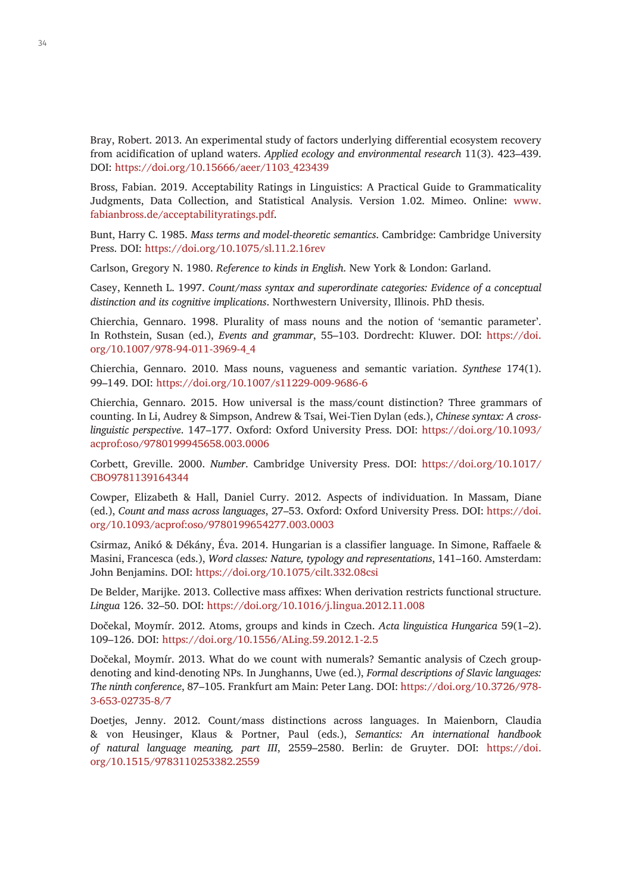Bray, Robert. 2013. An experimental study of factors underlying differential ecosystem recovery from acidification of upland waters. *Applied ecology and environmental research* 11(3). 423–439. DOI: https://doi.org/10.15666/aeer/1103_423439

Bross, Fabian. 2019. Acceptability Ratings in Linguistics: A Practical Guide to Grammaticality Judgments, Data Collection, and Statistical Analysis. Version 1.02. Mimeo. Online: www.fabianbross.de/acceptabilityratings.pdf.

Bunt, Harry C. 1985. *Mass terms and model-theoretic semantics*. Cambridge: Cambridge University Press. DOI: https://doi.org/10.1075/sl.11.2.16rev

Carlson, Gregory N. 1980. *Reference to kinds in English*. New York & London: Garland.

Casey, Kenneth L. 1997. *Count/mass syntax and superordinate categories: Evidence of a conceptual distinction and its cognitive implications*. Northwestern University, Illinois. PhD thesis.

Chierchia, Gennaro. 1998. Plurality of mass nouns and the notion of 'semantic parameter'. In Rothstein, Susan (ed.), *Events and grammar*, 55–103. Dordrecht: Kluwer. DOI: https://doi.org/10.1007/978-94-011-3969-4_4

Chierchia, Gennaro. 2010. Mass nouns, vagueness and semantic variation. *Synthese* 174(1). 99–149. DOI: https://doi.org/10.1007/s11229-009-9686-6

Chierchia, Gennaro. 2015. How universal is the mass/count distinction? Three grammars of counting. In Li, Audrey & Simpson, Andrew & Tsai, Wei-Tien Dylan (eds.), *Chinese syntax: A cross-linguistic perspective*. 147–177. Oxford: Oxford University Press. DOI: https://doi.org/10.1093/acprof:oso/9780199945658.003.0006

Corbett, Greville. 2000. *Number*. Cambridge University Press. DOI: https://doi.org/10.1017/CBO9781139164344

Cowper, Elizabeth & Hall, Daniel Curry. 2012. Aspects of individuation. In Massam, Diane (ed.), *Count and mass across languages*, 27–53. Oxford: Oxford University Press. DOI: https://doi.org/10.1093/acprof:oso/9780199654277.003.0003

Csirmaz, Anikó & Dékány, Éva. 2014. Hungarian is a classifier language. In Simone, Raffaele & Masini, Francesca (eds.), *Word classes: Nature, typology and representations*, 141–160. Amsterdam: John Benjamins. DOI: https://doi.org/10.1075/cilt.332.08csi

De Belder, Marijke. 2013. Collective mass affixes: When derivation restricts functional structure. *Lingua* 126. 32–50. DOI: https://doi.org/10.1016/j.lingua.2012.11.008

Dočekal, Moymír. 2012. Atoms, groups and kinds in Czech. *Acta linguistica Hungarica* 59(1–2). 109–126. DOI: https://doi.org/10.1556/ALing.59.2012.1-2.5

Dočekal, Moymír. 2013. What do we count with numerals? Semantic analysis of Czech group-denoting and kind-denoting NPs. In Junghanns, Uwe (ed.), *Formal descriptions of Slavic languages: The ninth conference*, 87–105. Frankfurt am Main: Peter Lang. DOI: https://doi.org/10.3726/978-3-653-02735-8/7

Doetjes, Jenny. 2012. Count/mass distinctions across languages. In Maienborn, Claudia & von Heusinger, Klaus & Portner, Paul (eds.), *Semantics: An international handbook of natural language meaning, part III*, 2559–2580. Berlin: de Gruyter. DOI: https://doi.org/10.1515/9783110253382.2559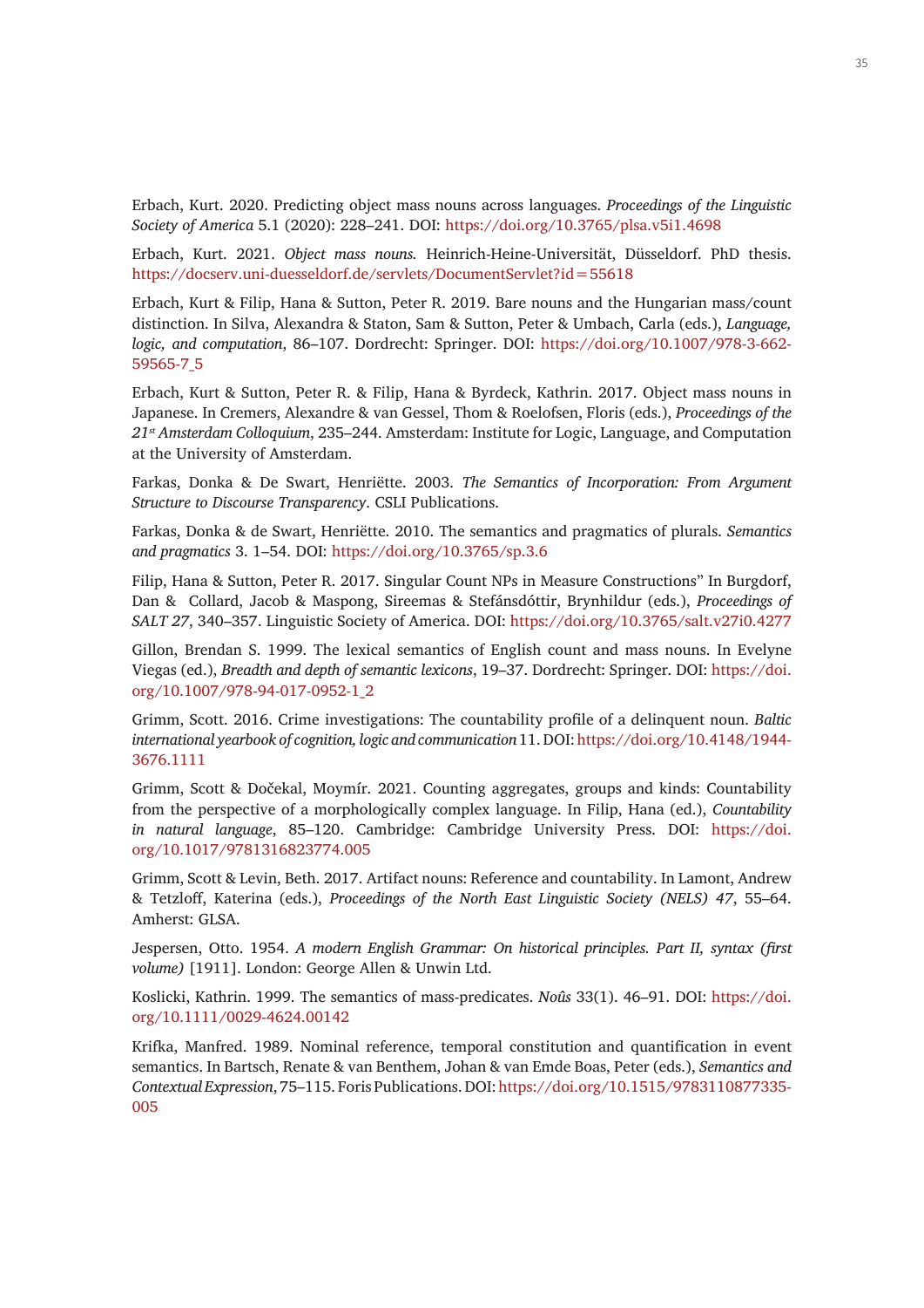Erbach, Kurt. 2020. Predicting object mass nouns across languages. *Proceedings of the Linguistic Society of America* 5.1 (2020): 228–241. DOI: https://doi.org/10.3765/plsa.v5i1.4698

Erbach, Kurt. 2021. *Object mass nouns.* Heinrich-Heine-Universität, Düsseldorf. PhD thesis. https://docserv.uni-duesseldorf.de/servlets/DocumentServlet?id=55618

Erbach, Kurt & Filip, Hana & Sutton, Peter R. 2019. Bare nouns and the Hungarian mass/count distinction. In Silva, Alexandra & Staton, Sam & Sutton, Peter & Umbach, Carla (eds.), *Language, logic, and computation*, 86–107. Dordrecht: Springer. DOI: https://doi.org/10.1007/978-3-662-59565-7_5

Erbach, Kurt & Sutton, Peter R. & Filip, Hana & Byrdeck, Kathrin. 2017. Object mass nouns in Japanese. In Cremers, Alexandre & van Gessel, Thom & Roelofsen, Floris (eds.), *Proceedings of the 21st Amsterdam Colloquium*, 235–244. Amsterdam: Institute for Logic, Language, and Computation at the University of Amsterdam.

Farkas, Donka & De Swart, Henriëtte. 2003. *The Semantics of Incorporation: From Argument Structure to Discourse Transparency*. CSLI Publications.

Farkas, Donka & de Swart, Henriëtte. 2010. The semantics and pragmatics of plurals. *Semantics and pragmatics* 3. 1–54. DOI: https://doi.org/10.3765/sp.3.6

Filip, Hana & Sutton, Peter R. 2017. Singular Count NPs in Measure Constructions" In Burgdorf, Dan & Collard, Jacob & Maspong, Sireemas & Stefánsdóttir, Brynhildur (eds.), *Proceedings of SALT 27*, 340–357. Linguistic Society of America. DOI: https://doi.org/10.3765/salt.v27i0.4277

Gillon, Brendan S. 1999. The lexical semantics of English count and mass nouns. In Evelyne Viegas (ed.), *Breadth and depth of semantic lexicons*, 19–37. Dordrecht: Springer. DOI: https://doi.org/10.1007/978-94-017-0952-1_2

Grimm, Scott. 2016. Crime investigations: The countability profile of a delinquent noun. *Baltic international yearbook of cognition, logic and communication* 11. DOI: https://doi.org/10.4148/1944-3676.1111

Grimm, Scott & Dočekal, Moymír. 2021. Counting aggregates, groups and kinds: Countability from the perspective of a morphologically complex language. In Filip, Hana (ed.), *Countability in natural language*, 85–120. Cambridge: Cambridge University Press. DOI: https://doi.org/10.1017/9781316823774.005

Grimm, Scott & Levin, Beth. 2017. Artifact nouns: Reference and countability. In Lamont, Andrew & Tetzloff, Katerina (eds.), *Proceedings of the North East Linguistic Society (NELS) 47*, 55–64. Amherst: GLSA.

Jespersen, Otto. 1954. *A modern English Grammar: On historical principles. Part II, syntax (first volume)* [1911]. London: George Allen & Unwin Ltd.

Koslicki, Kathrin. 1999. The semantics of mass-predicates. *Noûs* 33(1). 46–91. DOI: https://doi.org/10.1111/0029-4624.00142

Krifka, Manfred. 1989. Nominal reference, temporal constitution and quantification in event semantics. In Bartsch, Renate & van Benthem, Johan & van Emde Boas, Peter (eds.), *Semantics and Contextual Expression*, 75–115. Foris Publications. DOI: https://doi.org/10.1515/9783110877335-005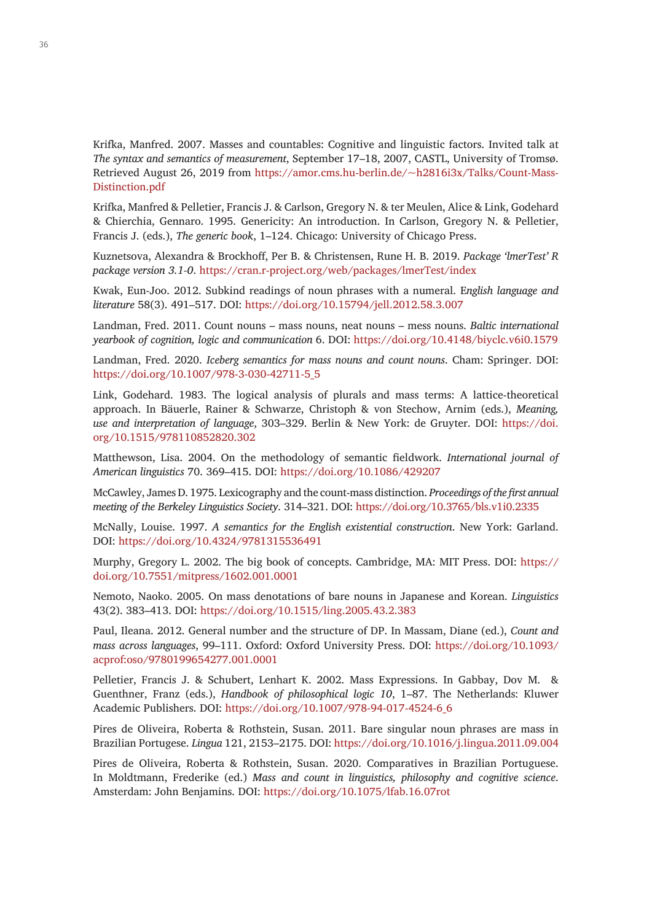Krifka, Manfred. 2007. Masses and countables: Cognitive and linguistic factors. Invited talk at *The syntax and semantics of measurement*, September 17–18, 2007, CASTL, University of Tromsø. Retrieved August 26, 2019 from https://amor.cms.hu-berlin.de/~h2816i3x/Talks/Count-Mass-Distinction.pdf

Krifka, Manfred & Pelletier, Francis J. & Carlson, Gregory N. & ter Meulen, Alice & Link, Godehard & Chierchia, Gennaro. 1995. Genericity: An introduction. In Carlson, Gregory N. & Pelletier, Francis J. (eds.), *The generic book*, 1–124. Chicago: University of Chicago Press.

Kuznetsova, Alexandra & Brockhoff, Per B. & Christensen, Rune H. B. 2019. *Package 'lmerTest' R package version 3.1-0*. https://cran.r-project.org/web/packages/lmerTest/index

Kwak, Eun-Joo. 2012. Subkind readings of noun phrases with a numeral. *English language and literature* 58(3). 491–517. DOI: https://doi.org/10.15794/jell.2012.58.3.007

Landman, Fred. 2011. Count nouns – mass nouns, neat nouns – mess nouns. *Baltic international yearbook of cognition, logic and communication* 6. DOI: https://doi.org/10.4148/biyclc.v6i0.1579

Landman, Fred. 2020. *Iceberg semantics for mass nouns and count nouns*. Cham: Springer. DOI: https://doi.org/10.1007/978-3-030-42711-5_5

Link, Godehard. 1983. The logical analysis of plurals and mass terms: A lattice-theoretical approach. In Bäuerle, Rainer & Schwarze, Christoph & von Stechow, Arnim (eds.), *Meaning, use and interpretation of language*, 303–329. Berlin & New York: de Gruyter. DOI: https://doi.org/10.1515/978110852820.302

Matthewson, Lisa. 2004. On the methodology of semantic fieldwork. *International journal of American linguistics* 70. 369–415. DOI: https://doi.org/10.1086/429207

McCawley, James D. 1975. Lexicography and the count-mass distinction. *Proceedings of the first annual meeting of the Berkeley Linguistics Society*. 314–321. DOI: https://doi.org/10.3765/bls.v1i0.2335

McNally, Louise. 1997. *A semantics for the English existential construction*. New York: Garland. DOI: https://doi.org/10.4324/9781315536491

Murphy, Gregory L. 2002. The big book of concepts. Cambridge, MA: MIT Press. DOI: https://doi.org/10.7551/mitpress/1602.001.0001

Nemoto, Naoko. 2005. On mass denotations of bare nouns in Japanese and Korean. *Linguistics* 43(2). 383–413. DOI: https://doi.org/10.1515/ling.2005.43.2.383

Paul, Ileana. 2012. General number and the structure of DP. In Massam, Diane (ed.), *Count and mass across languages*, 99–111. Oxford: Oxford University Press. DOI: https://doi.org/10.1093/acprof:oso/9780199654277.001.0001

Pelletier, Francis J. & Schubert, Lenhart K. 2002. Mass Expressions. In Gabbay, Dov M. & Guenthner, Franz (eds.), *Handbook of philosophical logic 10*, 1–87. The Netherlands: Kluwer Academic Publishers. DOI: https://doi.org/10.1007/978-94-017-4524-6_6

Pires de Oliveira, Roberta & Rothstein, Susan. 2011. Bare singular noun phrases are mass in Brazilian Portugese. *Lingua* 121, 2153–2175. DOI: https://doi.org/10.1016/j.lingua.2011.09.004

Pires de Oliveira, Roberta & Rothstein, Susan. 2020. Comparatives in Brazilian Portuguese. In Moldtmann, Frederike (ed.) *Mass and count in linguistics, philosophy and cognitive science*. Amsterdam: John Benjamins. DOI: https://doi.org/10.1075/lfab.16.07rot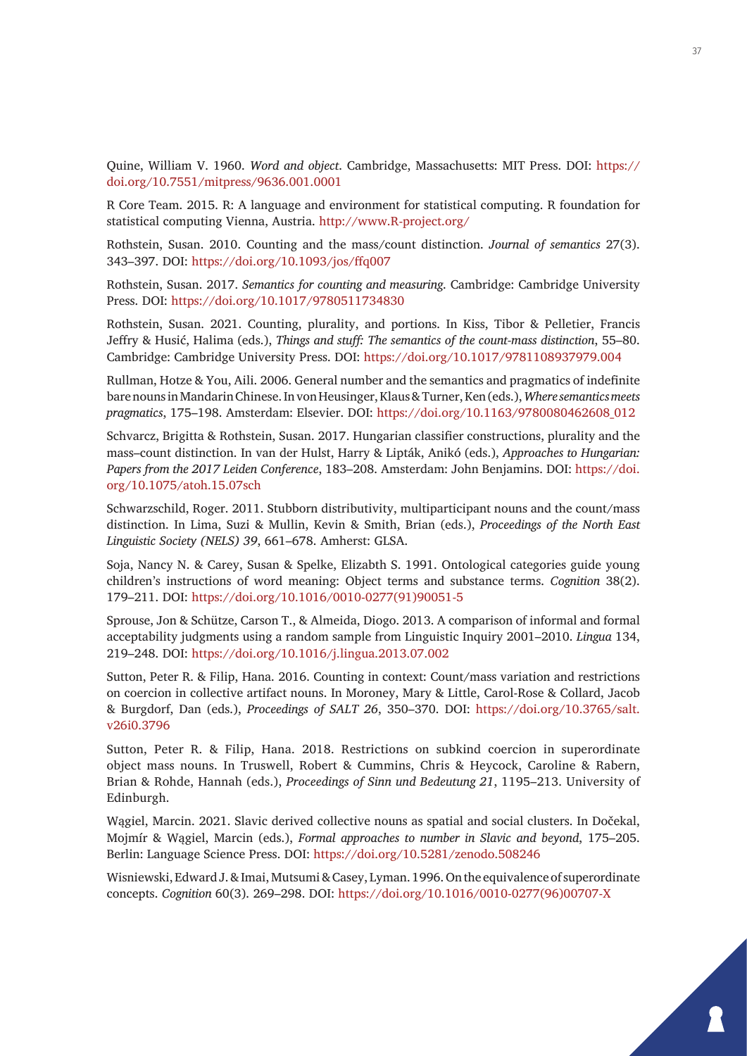Quine, William V. 1960. *Word and object*. Cambridge, Massachusetts: MIT Press. DOI: https://doi.org/10.7551/mitpress/9636.001.0001

R Core Team. 2015. R: A language and environment for statistical computing. R foundation for statistical computing Vienna, Austria. http://www.R-project.org/

Rothstein, Susan. 2010. Counting and the mass/count distinction. *Journal of semantics* 27(3). 343–397. DOI: https://doi.org/10.1093/jos/ffq007

Rothstein, Susan. 2017. *Semantics for counting and measuring*. Cambridge: Cambridge University Press. DOI: https://doi.org/10.1017/9780511734830

Rothstein, Susan. 2021. Counting, plurality, and portions. In Kiss, Tibor & Pelletier, Francis Jeffry & Husić, Halima (eds.), *Things and stuff: The semantics of the count-mass distinction*, 55–80. Cambridge: Cambridge University Press. DOI: https://doi.org/10.1017/9781108937979.004

Rullman, Hotze & You, Aili. 2006. General number and the semantics and pragmatics of indefinite bare nouns in Mandarin Chinese. In von Heusinger, Klaus & Turner, Ken (eds.), *Where semantics meets pragmatics*, 175–198. Amsterdam: Elsevier. DOI: https://doi.org/10.1163/9780080462608_012

Schvarcz, Brigitta & Rothstein, Susan. 2017. Hungarian classifier constructions, plurality and the mass–count distinction. In van der Hulst, Harry & Lipták, Anikó (eds.), *Approaches to Hungarian: Papers from the 2017 Leiden Conference*, 183–208. Amsterdam: John Benjamins. DOI: https://doi.org/10.1075/atoh.15.07sch

Schwarzschild, Roger. 2011. Stubborn distributivity, multiparticipant nouns and the count/mass distinction. In Lima, Suzi & Mullin, Kevin & Smith, Brian (eds.), *Proceedings of the North East Linguistic Society (NELS) 39*, 661–678. Amherst: GLSA.

Soja, Nancy N. & Carey, Susan & Spelke, Elizabth S. 1991. Ontological categories guide young children's instructions of word meaning: Object terms and substance terms. *Cognition* 38(2). 179–211. DOI: https://doi.org/10.1016/0010-0277(91)90051-5

Sprouse, Jon & Schütze, Carson T., & Almeida, Diogo. 2013. A comparison of informal and formal acceptability judgments using a random sample from Linguistic Inquiry 2001–2010. *Lingua* 134, 219–248. DOI: https://doi.org/10.1016/j.lingua.2013.07.002

Sutton, Peter R. & Filip, Hana. 2016. Counting in context: Count/mass variation and restrictions on coercion in collective artifact nouns. In Moroney, Mary & Little, Carol-Rose & Collard, Jacob & Burgdorf, Dan (eds.), *Proceedings of SALT 26*, 350–370. DOI: https://doi.org/10.3765/salt.v26i0.3796

Sutton, Peter R. & Filip, Hana. 2018. Restrictions on subkind coercion in superordinate object mass nouns. In Truswell, Robert & Cummins, Chris & Heycock, Caroline & Rabern, Brian & Rohde, Hannah (eds.), *Proceedings of Sinn und Bedeutung 21*, 1195–213. University of Edinburgh.

Wągiel, Marcin. 2021. Slavic derived collective nouns as spatial and social clusters. In Dočekal, Mojmír & Wągiel, Marcin (eds.), *Formal approaches to number in Slavic and beyond*, 175–205. Berlin: Language Science Press. DOI: https://doi.org/10.5281/zenodo.508246

Wisniewski, Edward J. & Imai, Mutsumi & Casey, Lyman. 1996. On the equivalence of superordinate concepts. *Cognition* 60(3). 269–298. DOI: https://doi.org/10.1016/0010-0277(96)00707-X